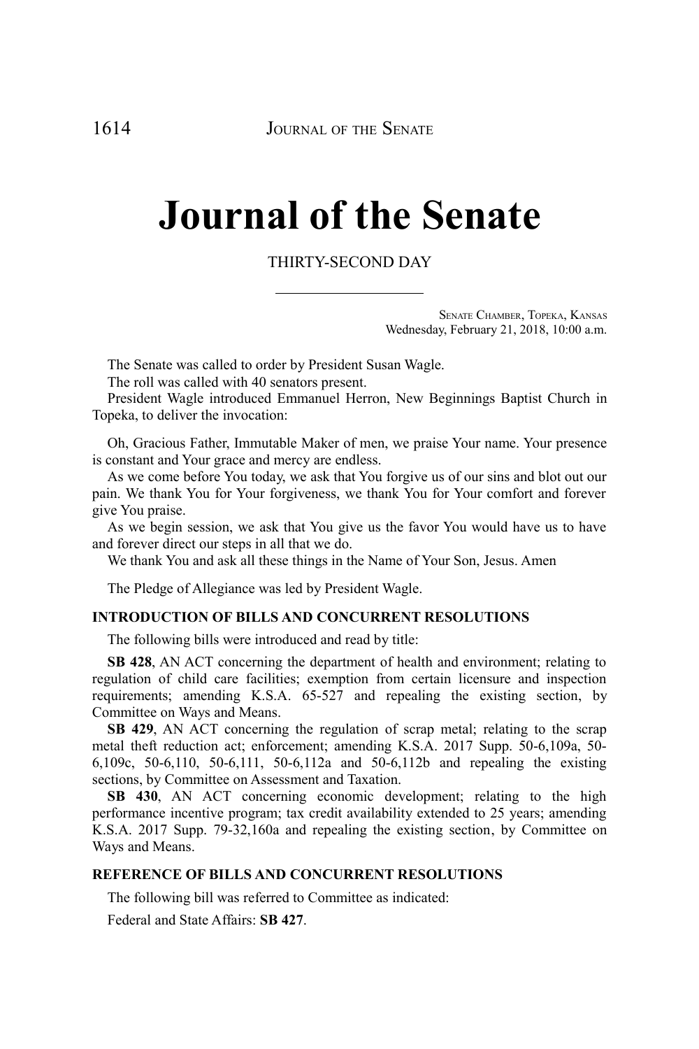# Journal of the Senate

THIRTY-SECOND DAY

SENATE CHAMBER, TOPEKA, KANSAS
Wednesday, February 21, 2018, 10:00 a.m.

The Senate was called to order by President Susan Wagle.

The roll was called with 40 senators present.

President Wagle introduced Emmanuel Herron, New Beginnings Baptist Church in Topeka, to deliver the invocation:

Oh, Gracious Father, Immutable Maker of men, we praise Your name. Your presence is constant and Your grace and mercy are endless.

As we come before You today, we ask that You forgive us of our sins and blot out our pain. We thank You for Your forgiveness, we thank You for Your comfort and forever give You praise.

As we begin session, we ask that You give us the favor You would have us to have and forever direct our steps in all that we do.

We thank You and ask all these things in the Name of Your Son, Jesus. Amen

The Pledge of Allegiance was led by President Wagle.

## INTRODUCTION OF BILLS AND CONCURRENT RESOLUTIONS

The following bills were introduced and read by title:

**SB 428**, AN ACT concerning the department of health and environment; relating to regulation of child care facilities; exemption from certain licensure and inspection requirements; amending K.S.A. 65-527 and repealing the existing section, by Committee on Ways and Means.

**SB 429**, AN ACT concerning the regulation of scrap metal; relating to the scrap metal theft reduction act; enforcement; amending K.S.A. 2017 Supp. 50-6,109a, 50-6,109c, 50-6,110, 50-6,111, 50-6,112a and 50-6,112b and repealing the existing sections, by Committee on Assessment and Taxation.

**SB 430**, AN ACT concerning economic development; relating to the high performance incentive program; tax credit availability extended to 25 years; amending K.S.A. 2017 Supp. 79-32,160a and repealing the existing section, by Committee on Ways and Means.

## REFERENCE OF BILLS AND CONCURRENT RESOLUTIONS

The following bill was referred to Committee as indicated:

Federal and State Affairs: **SB 427**.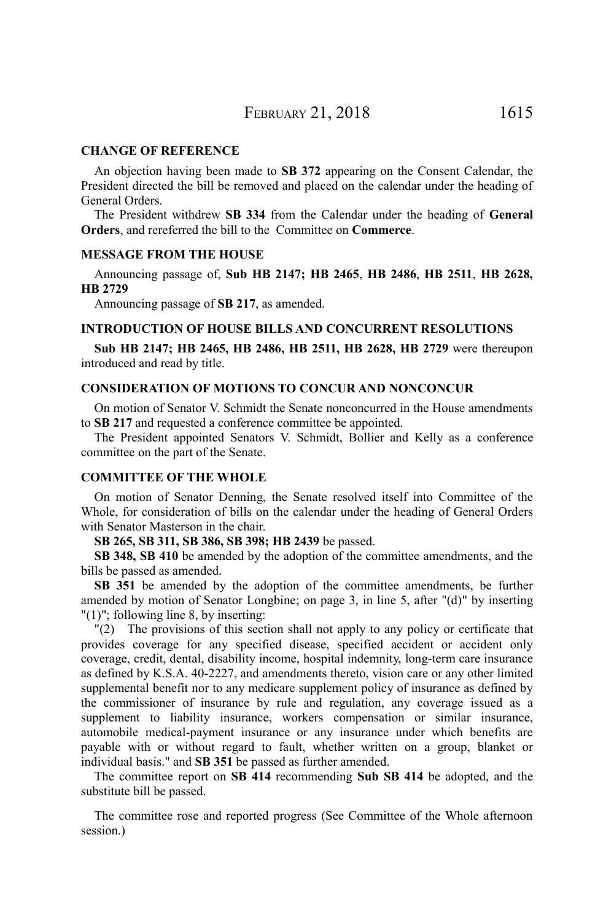### CHANGE OF REFERENCE

An objection having been made to **SB 372** appearing on the Consent Calendar, the President directed the bill be removed and placed on the calendar under the heading of General Orders.

The President withdrew **SB 334** from the Calendar under the heading of **General Orders**, and rereferred the bill to the Committee on **Commerce**.

### MESSAGE FROM THE HOUSE

Announcing passage of, **Sub HB 2147; HB 2465**, **HB 2486**, **HB 2511**, **HB 2628, HB 2729**

Announcing passage of **SB 217**, as amended.

### INTRODUCTION OF HOUSE BILLS AND CONCURRENT RESOLUTIONS

**Sub HB 2147; HB 2465, HB 2486, HB 2511, HB 2628, HB 2729** were thereupon introduced and read by title.

### CONSIDERATION OF MOTIONS TO CONCUR AND NONCONCUR

On motion of Senator V. Schmidt the Senate nonconcurred in the House amendments to **SB 217** and requested a conference committee be appointed.

The President appointed Senators V. Schmidt, Bollier and Kelly as a conference committee on the part of the Senate.

### COMMITTEE OF THE WHOLE

On motion of Senator Denning, the Senate resolved itself into Committee of the Whole, for consideration of bills on the calendar under the heading of General Orders with Senator Masterson in the chair.

**SB 265, SB 311, SB 386, SB 398; HB 2439** be passed.

**SB 348, SB 410** be amended by the adoption of the committee amendments, and the bills be passed as amended.

**SB 351** be amended by the adoption of the committee amendments, be further amended by motion of Senator Longbine; on page 3, in line 5, after "(d)" by inserting "(1)"; following line 8, by inserting:

"(2) The provisions of this section shall not apply to any policy or certificate that provides coverage for any specified disease, specified accident or accident only coverage, credit, dental, disability income, hospital indemnity, long-term care insurance as defined by K.S.A. 40-2227, and amendments thereto, vision care or any other limited supplemental benefit nor to any medicare supplement policy of insurance as defined by the commissioner of insurance by rule and regulation, any coverage issued as a supplement to liability insurance, workers compensation or similar insurance, automobile medical-payment insurance or any insurance under which benefits are payable with or without regard to fault, whether written on a group, blanket or individual basis." and **SB 351** be passed as further amended.

The committee report on **SB 414** recommending **Sub SB 414** be adopted, and the substitute bill be passed.

The committee rose and reported progress (See Committee of the Whole afternoon session.)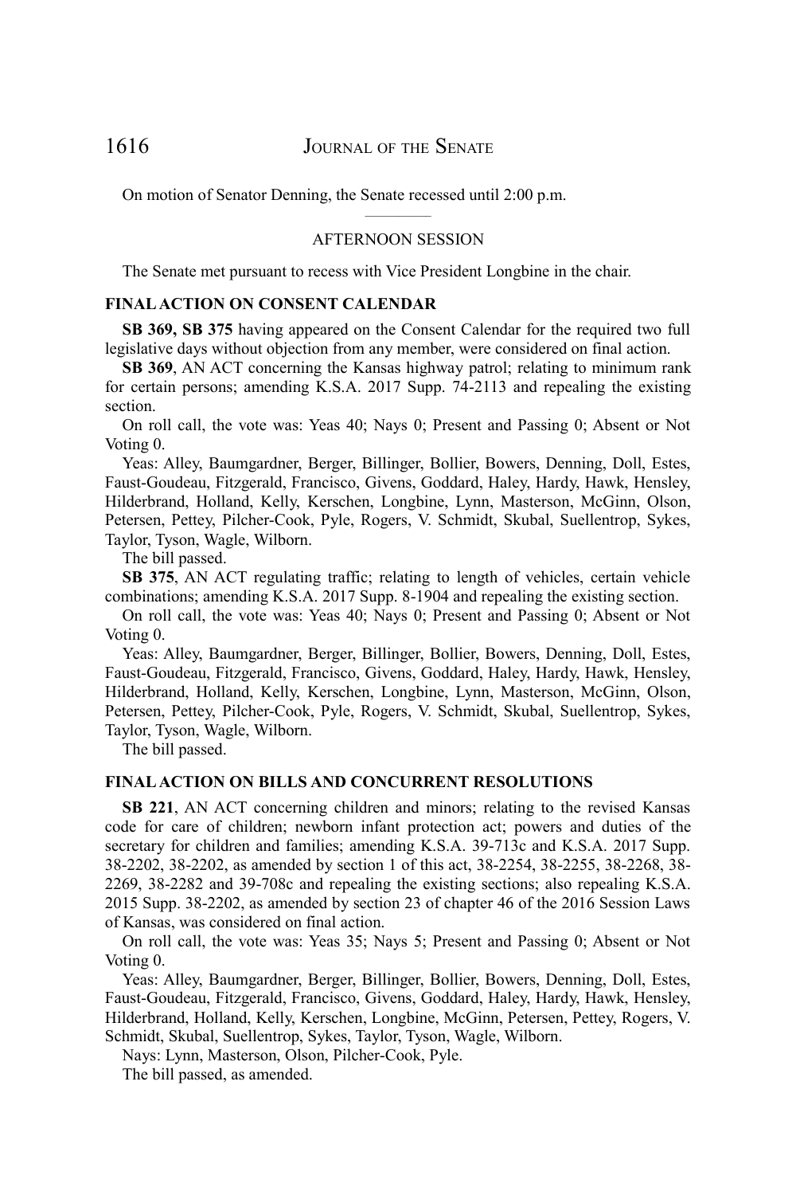On motion of Senator Denning, the Senate recessed until 2:00 p.m.

AFTERNOON SESSION

The Senate met pursuant to recess with Vice President Longbine in the chair.

## FINAL ACTION ON CONSENT CALENDAR

**SB 369, SB 375** having appeared on the Consent Calendar for the required two full legislative days without objection from any member, were considered on final action.

**SB 369**, AN ACT concerning the Kansas highway patrol; relating to minimum rank for certain persons; amending K.S.A. 2017 Supp. 74-2113 and repealing the existing section.

On roll call, the vote was: Yeas 40; Nays 0; Present and Passing 0; Absent or Not Voting 0.

Yeas: Alley, Baumgardner, Berger, Billinger, Bollier, Bowers, Denning, Doll, Estes, Faust-Goudeau, Fitzgerald, Francisco, Givens, Goddard, Haley, Hardy, Hawk, Hensley, Hilderbrand, Holland, Kelly, Kerschen, Longbine, Lynn, Masterson, McGinn, Olson, Petersen, Pettey, Pilcher-Cook, Pyle, Rogers, V. Schmidt, Skubal, Suellentrop, Sykes, Taylor, Tyson, Wagle, Wilborn.

The bill passed.

**SB 375**, AN ACT regulating traffic; relating to length of vehicles, certain vehicle combinations; amending K.S.A. 2017 Supp. 8-1904 and repealing the existing section.

On roll call, the vote was: Yeas 40; Nays 0; Present and Passing 0; Absent or Not Voting 0.

Yeas: Alley, Baumgardner, Berger, Billinger, Bollier, Bowers, Denning, Doll, Estes, Faust-Goudeau, Fitzgerald, Francisco, Givens, Goddard, Haley, Hardy, Hawk, Hensley, Hilderbrand, Holland, Kelly, Kerschen, Longbine, Lynn, Masterson, McGinn, Olson, Petersen, Pettey, Pilcher-Cook, Pyle, Rogers, V. Schmidt, Skubal, Suellentrop, Sykes, Taylor, Tyson, Wagle, Wilborn.

The bill passed.

## FINAL ACTION ON BILLS AND CONCURRENT RESOLUTIONS

**SB 221**, AN ACT concerning children and minors; relating to the revised Kansas code for care of children; newborn infant protection act; powers and duties of the secretary for children and families; amending K.S.A. 39-713c and K.S.A. 2017 Supp. 38-2202, 38-2202, as amended by section 1 of this act, 38-2254, 38-2255, 38-2268, 38-2269, 38-2282 and 39-708c and repealing the existing sections; also repealing K.S.A. 2015 Supp. 38-2202, as amended by section 23 of chapter 46 of the 2016 Session Laws of Kansas, was considered on final action.

On roll call, the vote was: Yeas 35; Nays 5; Present and Passing 0; Absent or Not Voting 0.

Yeas: Alley, Baumgardner, Berger, Billinger, Bollier, Bowers, Denning, Doll, Estes, Faust-Goudeau, Fitzgerald, Francisco, Givens, Goddard, Haley, Hardy, Hawk, Hensley, Hilderbrand, Holland, Kelly, Kerschen, Longbine, McGinn, Petersen, Pettey, Rogers, V. Schmidt, Skubal, Suellentrop, Sykes, Taylor, Tyson, Wagle, Wilborn.

Nays: Lynn, Masterson, Olson, Pilcher-Cook, Pyle.

The bill passed, as amended.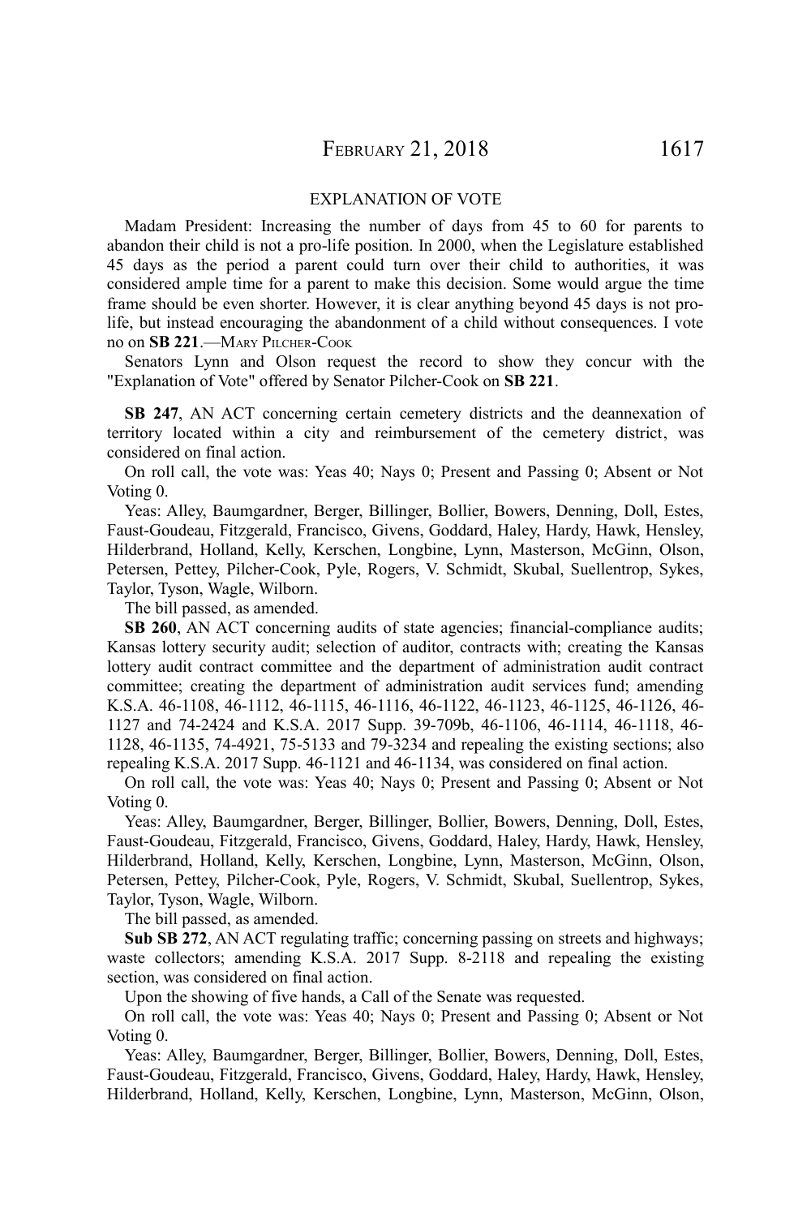EXPLANATION OF VOTE

Madam President: Increasing the number of days from 45 to 60 for parents to abandon their child is not a pro-life position. In 2000, when the Legislature established 45 days as the period a parent could turn over their child to authorities, it was considered ample time for a parent to make this decision. Some would argue the time frame should be even shorter. However, it is clear anything beyond 45 days is not pro-life, but instead encouraging the abandonment of a child without consequences. I vote no on **SB 221**.—MARY PILCHER-COOK

Senators Lynn and Olson request the record to show they concur with the "Explanation of Vote" offered by Senator Pilcher-Cook on **SB 221**.

**SB 247**, AN ACT concerning certain cemetery districts and the deannexation of territory located within a city and reimbursement of the cemetery district, was considered on final action.

On roll call, the vote was: Yeas 40; Nays 0; Present and Passing 0; Absent or Not Voting 0.

Yeas: Alley, Baumgardner, Berger, Billinger, Bollier, Bowers, Denning, Doll, Estes, Faust-Goudeau, Fitzgerald, Francisco, Givens, Goddard, Haley, Hardy, Hawk, Hensley, Hilderbrand, Holland, Kelly, Kerschen, Longbine, Lynn, Masterson, McGinn, Olson, Petersen, Pettey, Pilcher-Cook, Pyle, Rogers, V. Schmidt, Skubal, Suellentrop, Sykes, Taylor, Tyson, Wagle, Wilborn.

The bill passed, as amended.

**SB 260**, AN ACT concerning audits of state agencies; financial-compliance audits; Kansas lottery security audit; selection of auditor, contracts with; creating the Kansas lottery audit contract committee and the department of administration audit contract committee; creating the department of administration audit services fund; amending K.S.A. 46-1108, 46-1112, 46-1115, 46-1116, 46-1122, 46-1123, 46-1125, 46-1126, 46-1127 and 74-2424 and K.S.A. 2017 Supp. 39-709b, 46-1106, 46-1114, 46-1118, 46-1128, 46-1135, 74-4921, 75-5133 and 79-3234 and repealing the existing sections; also repealing K.S.A. 2017 Supp. 46-1121 and 46-1134, was considered on final action.

On roll call, the vote was: Yeas 40; Nays 0; Present and Passing 0; Absent or Not Voting 0.

Yeas: Alley, Baumgardner, Berger, Billinger, Bollier, Bowers, Denning, Doll, Estes, Faust-Goudeau, Fitzgerald, Francisco, Givens, Goddard, Haley, Hardy, Hawk, Hensley, Hilderbrand, Holland, Kelly, Kerschen, Longbine, Lynn, Masterson, McGinn, Olson, Petersen, Pettey, Pilcher-Cook, Pyle, Rogers, V. Schmidt, Skubal, Suellentrop, Sykes, Taylor, Tyson, Wagle, Wilborn.

The bill passed, as amended.

**Sub SB 272**, AN ACT regulating traffic; concerning passing on streets and highways; waste collectors; amending K.S.A. 2017 Supp. 8-2118 and repealing the existing section, was considered on final action.

Upon the showing of five hands, a Call of the Senate was requested.

On roll call, the vote was: Yeas 40; Nays 0; Present and Passing 0; Absent or Not Voting 0.

Yeas: Alley, Baumgardner, Berger, Billinger, Bollier, Bowers, Denning, Doll, Estes, Faust-Goudeau, Fitzgerald, Francisco, Givens, Goddard, Haley, Hardy, Hawk, Hensley, Hilderbrand, Holland, Kelly, Kerschen, Longbine, Lynn, Masterson, McGinn, Olson,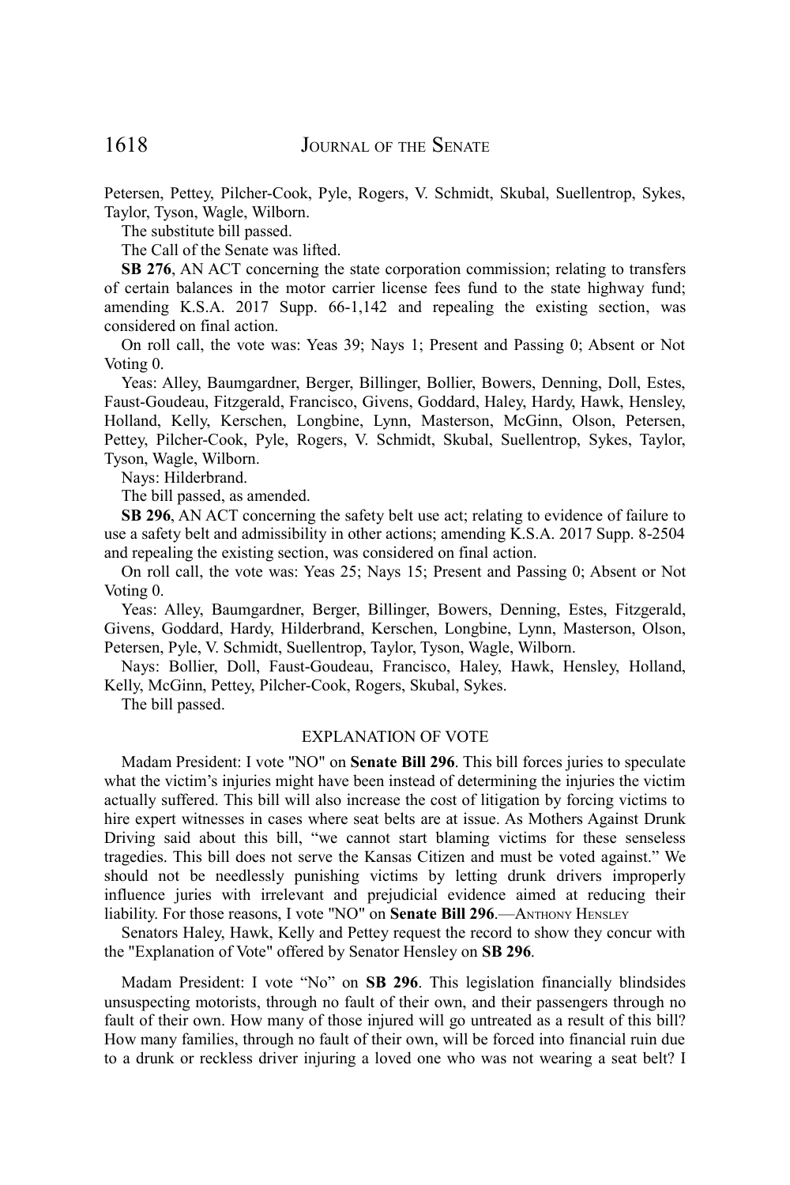Petersen, Pettey, Pilcher-Cook, Pyle, Rogers, V. Schmidt, Skubal, Suellentrop, Sykes, Taylor, Tyson, Wagle, Wilborn.

The substitute bill passed.

The Call of the Senate was lifted.

**SB 276**, AN ACT concerning the state corporation commission; relating to transfers of certain balances in the motor carrier license fees fund to the state highway fund; amending K.S.A. 2017 Supp. 66-1,142 and repealing the existing section, was considered on final action.

On roll call, the vote was: Yeas 39; Nays 1; Present and Passing 0; Absent or Not Voting 0.

Yeas: Alley, Baumgardner, Berger, Billinger, Bollier, Bowers, Denning, Doll, Estes, Faust-Goudeau, Fitzgerald, Francisco, Givens, Goddard, Haley, Hardy, Hawk, Hensley, Holland, Kelly, Kerschen, Longbine, Lynn, Masterson, McGinn, Olson, Petersen, Pettey, Pilcher-Cook, Pyle, Rogers, V. Schmidt, Skubal, Suellentrop, Sykes, Taylor, Tyson, Wagle, Wilborn.

Nays: Hilderbrand.

The bill passed, as amended.

**SB 296**, AN ACT concerning the safety belt use act; relating to evidence of failure to use a safety belt and admissibility in other actions; amending K.S.A. 2017 Supp. 8-2504 and repealing the existing section, was considered on final action.

On roll call, the vote was: Yeas 25; Nays 15; Present and Passing 0; Absent or Not Voting 0.

Yeas: Alley, Baumgardner, Berger, Billinger, Bowers, Denning, Estes, Fitzgerald, Givens, Goddard, Hardy, Hilderbrand, Kerschen, Longbine, Lynn, Masterson, Olson, Petersen, Pyle, V. Schmidt, Suellentrop, Taylor, Tyson, Wagle, Wilborn.

Nays: Bollier, Doll, Faust-Goudeau, Francisco, Haley, Hawk, Hensley, Holland, Kelly, McGinn, Pettey, Pilcher-Cook, Rogers, Skubal, Sykes.

The bill passed.

## EXPLANATION OF VOTE

Madam President: I vote "NO" on **Senate Bill 296**. This bill forces juries to speculate what the victim's injuries might have been instead of determining the injuries the victim actually suffered. This bill will also increase the cost of litigation by forcing victims to hire expert witnesses in cases where seat belts are at issue. As Mothers Against Drunk Driving said about this bill, "we cannot start blaming victims for these senseless tragedies. This bill does not serve the Kansas Citizen and must be voted against." We should not be needlessly punishing victims by letting drunk drivers improperly influence juries with irrelevant and prejudicial evidence aimed at reducing their liability. For those reasons, I vote "NO" on **Senate Bill 296**.—ANTHONY HENSLEY

Senators Haley, Hawk, Kelly and Pettey request the record to show they concur with the "Explanation of Vote" offered by Senator Hensley on **SB 296**.

Madam President: I vote "No" on **SB 296**. This legislation financially blindsides unsuspecting motorists, through no fault of their own, and their passengers through no fault of their own. How many of those injured will go untreated as a result of this bill? How many families, through no fault of their own, will be forced into financial ruin due to a drunk or reckless driver injuring a loved one who was not wearing a seat belt? I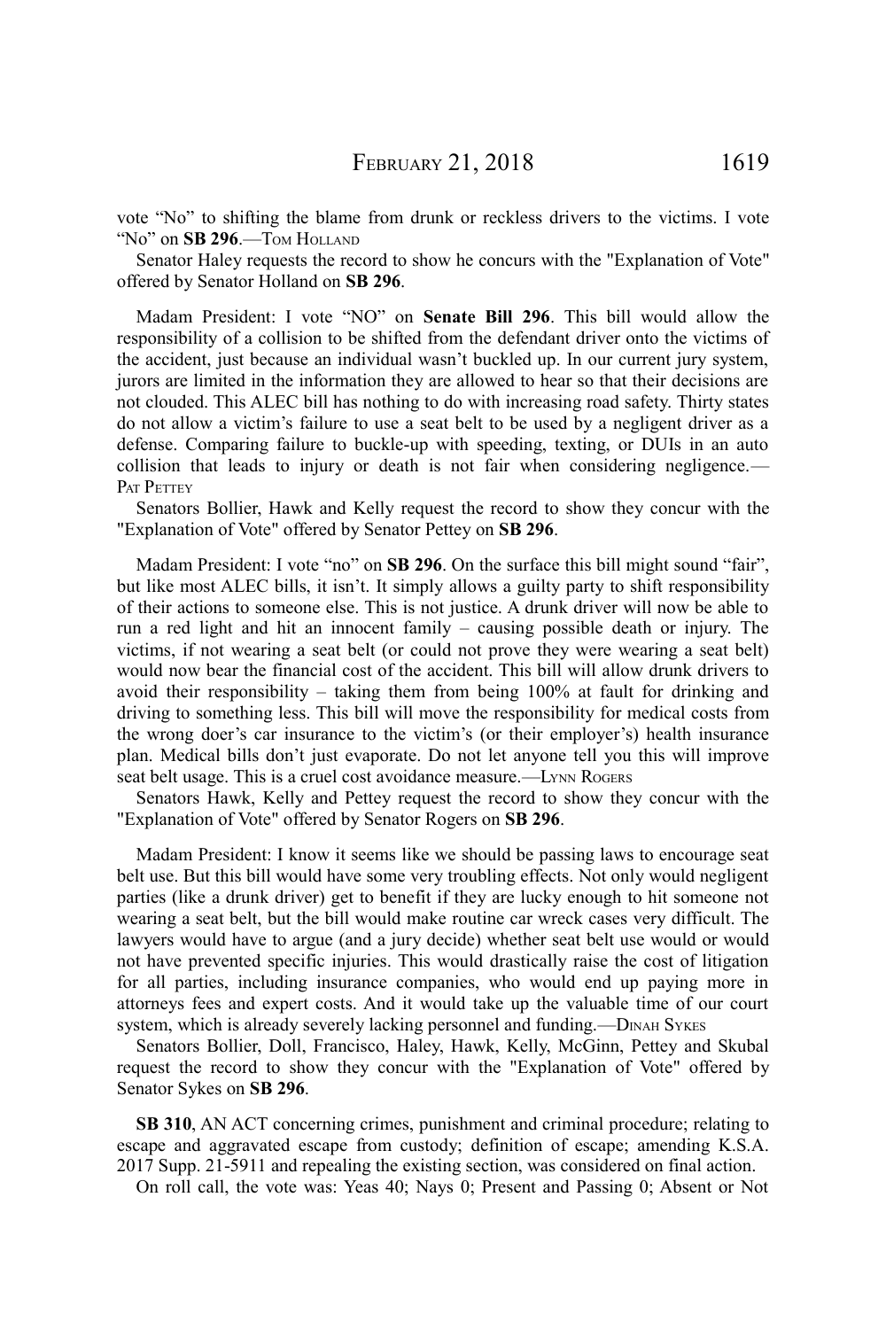vote "No" to shifting the blame from drunk or reckless drivers to the victims. I vote "No" on **SB 296**.—TOM HOLLAND

Senator Haley requests the record to show he concurs with the "Explanation of Vote" offered by Senator Holland on **SB 296**.

Madam President: I vote "NO" on **Senate Bill 296**. This bill would allow the responsibility of a collision to be shifted from the defendant driver onto the victims of the accident, just because an individual wasn't buckled up. In our current jury system, jurors are limited in the information they are allowed to hear so that their decisions are not clouded. This ALEC bill has nothing to do with increasing road safety. Thirty states do not allow a victim's failure to use a seat belt to be used by a negligent driver as a defense. Comparing failure to buckle-up with speeding, texting, or DUIs in an auto collision that leads to injury or death is not fair when considering negligence.—PAT PETTEY

Senators Bollier, Hawk and Kelly request the record to show they concur with the "Explanation of Vote" offered by Senator Pettey on **SB 296**.

Madam President: I vote "no" on **SB 296**. On the surface this bill might sound "fair", but like most ALEC bills, it isn't. It simply allows a guilty party to shift responsibility of their actions to someone else. This is not justice. A drunk driver will now be able to run a red light and hit an innocent family – causing possible death or injury. The victims, if not wearing a seat belt (or could not prove they were wearing a seat belt) would now bear the financial cost of the accident. This bill will allow drunk drivers to avoid their responsibility – taking them from being 100% at fault for drinking and driving to something less. This bill will move the responsibility for medical costs from the wrong doer's car insurance to the victim's (or their employer's) health insurance plan. Medical bills don't just evaporate. Do not let anyone tell you this will improve seat belt usage. This is a cruel cost avoidance measure.—LYNN ROGERS

Senators Hawk, Kelly and Pettey request the record to show they concur with the "Explanation of Vote" offered by Senator Rogers on **SB 296**.

Madam President: I know it seems like we should be passing laws to encourage seat belt use. But this bill would have some very troubling effects. Not only would negligent parties (like a drunk driver) get to benefit if they are lucky enough to hit someone not wearing a seat belt, but the bill would make routine car wreck cases very difficult. The lawyers would have to argue (and a jury decide) whether seat belt use would or would not have prevented specific injuries. This would drastically raise the cost of litigation for all parties, including insurance companies, who would end up paying more in attorneys fees and expert costs. And it would take up the valuable time of our court system, which is already severely lacking personnel and funding.—DINAH SYKES

Senators Bollier, Doll, Francisco, Haley, Hawk, Kelly, McGinn, Pettey and Skubal request the record to show they concur with the "Explanation of Vote" offered by Senator Sykes on **SB 296**.

**SB 310**, AN ACT concerning crimes, punishment and criminal procedure; relating to escape and aggravated escape from custody; definition of escape; amending K.S.A. 2017 Supp. 21-5911 and repealing the existing section, was considered on final action.

On roll call, the vote was: Yeas 40; Nays 0; Present and Passing 0; Absent or Not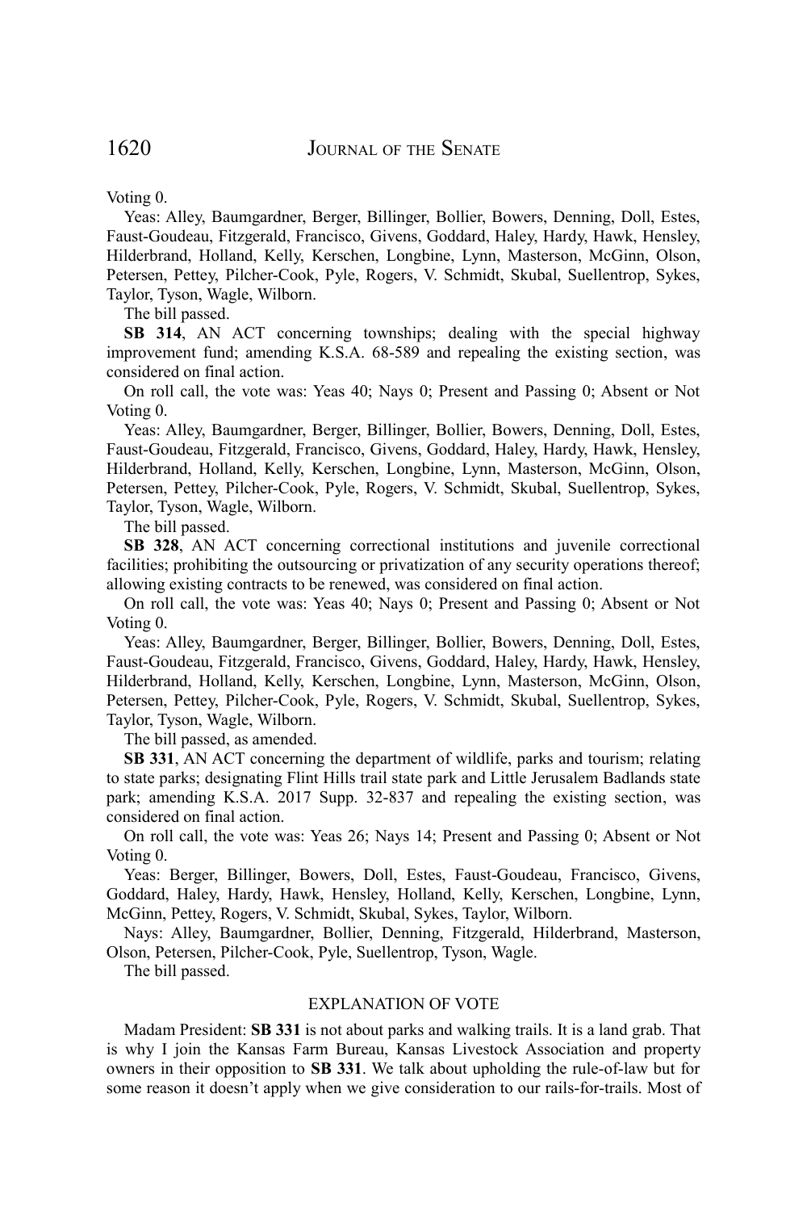Voting 0.

Yeas: Alley, Baumgardner, Berger, Billinger, Bollier, Bowers, Denning, Doll, Estes, Faust-Goudeau, Fitzgerald, Francisco, Givens, Goddard, Haley, Hardy, Hawk, Hensley, Hilderbrand, Holland, Kelly, Kerschen, Longbine, Lynn, Masterson, McGinn, Olson, Petersen, Pettey, Pilcher-Cook, Pyle, Rogers, V. Schmidt, Skubal, Suellentrop, Sykes, Taylor, Tyson, Wagle, Wilborn.

The bill passed.

**SB 314**, AN ACT concerning townships; dealing with the special highway improvement fund; amending K.S.A. 68-589 and repealing the existing section, was considered on final action.

On roll call, the vote was: Yeas 40; Nays 0; Present and Passing 0; Absent or Not Voting 0.

Yeas: Alley, Baumgardner, Berger, Billinger, Bollier, Bowers, Denning, Doll, Estes, Faust-Goudeau, Fitzgerald, Francisco, Givens, Goddard, Haley, Hardy, Hawk, Hensley, Hilderbrand, Holland, Kelly, Kerschen, Longbine, Lynn, Masterson, McGinn, Olson, Petersen, Pettey, Pilcher-Cook, Pyle, Rogers, V. Schmidt, Skubal, Suellentrop, Sykes, Taylor, Tyson, Wagle, Wilborn.

The bill passed.

**SB 328**, AN ACT concerning correctional institutions and juvenile correctional facilities; prohibiting the outsourcing or privatization of any security operations thereof; allowing existing contracts to be renewed, was considered on final action.

On roll call, the vote was: Yeas 40; Nays 0; Present and Passing 0; Absent or Not Voting 0.

Yeas: Alley, Baumgardner, Berger, Billinger, Bollier, Bowers, Denning, Doll, Estes, Faust-Goudeau, Fitzgerald, Francisco, Givens, Goddard, Haley, Hardy, Hawk, Hensley, Hilderbrand, Holland, Kelly, Kerschen, Longbine, Lynn, Masterson, McGinn, Olson, Petersen, Pettey, Pilcher-Cook, Pyle, Rogers, V. Schmidt, Skubal, Suellentrop, Sykes, Taylor, Tyson, Wagle, Wilborn.

The bill passed, as amended.

**SB 331**, AN ACT concerning the department of wildlife, parks and tourism; relating to state parks; designating Flint Hills trail state park and Little Jerusalem Badlands state park; amending K.S.A. 2017 Supp. 32-837 and repealing the existing section, was considered on final action.

On roll call, the vote was: Yeas 26; Nays 14; Present and Passing 0; Absent or Not Voting 0.

Yeas: Berger, Billinger, Bowers, Doll, Estes, Faust-Goudeau, Francisco, Givens, Goddard, Haley, Hardy, Hawk, Hensley, Holland, Kelly, Kerschen, Longbine, Lynn, McGinn, Pettey, Rogers, V. Schmidt, Skubal, Sykes, Taylor, Wilborn.

Nays: Alley, Baumgardner, Bollier, Denning, Fitzgerald, Hilderbrand, Masterson, Olson, Petersen, Pilcher-Cook, Pyle, Suellentrop, Tyson, Wagle.

The bill passed.

## EXPLANATION OF VOTE

Madam President: **SB 331** is not about parks and walking trails. It is a land grab. That is why I join the Kansas Farm Bureau, Kansas Livestock Association and property owners in their opposition to **SB 331**. We talk about upholding the rule-of-law but for some reason it doesn't apply when we give consideration to our rails-for-trails. Most of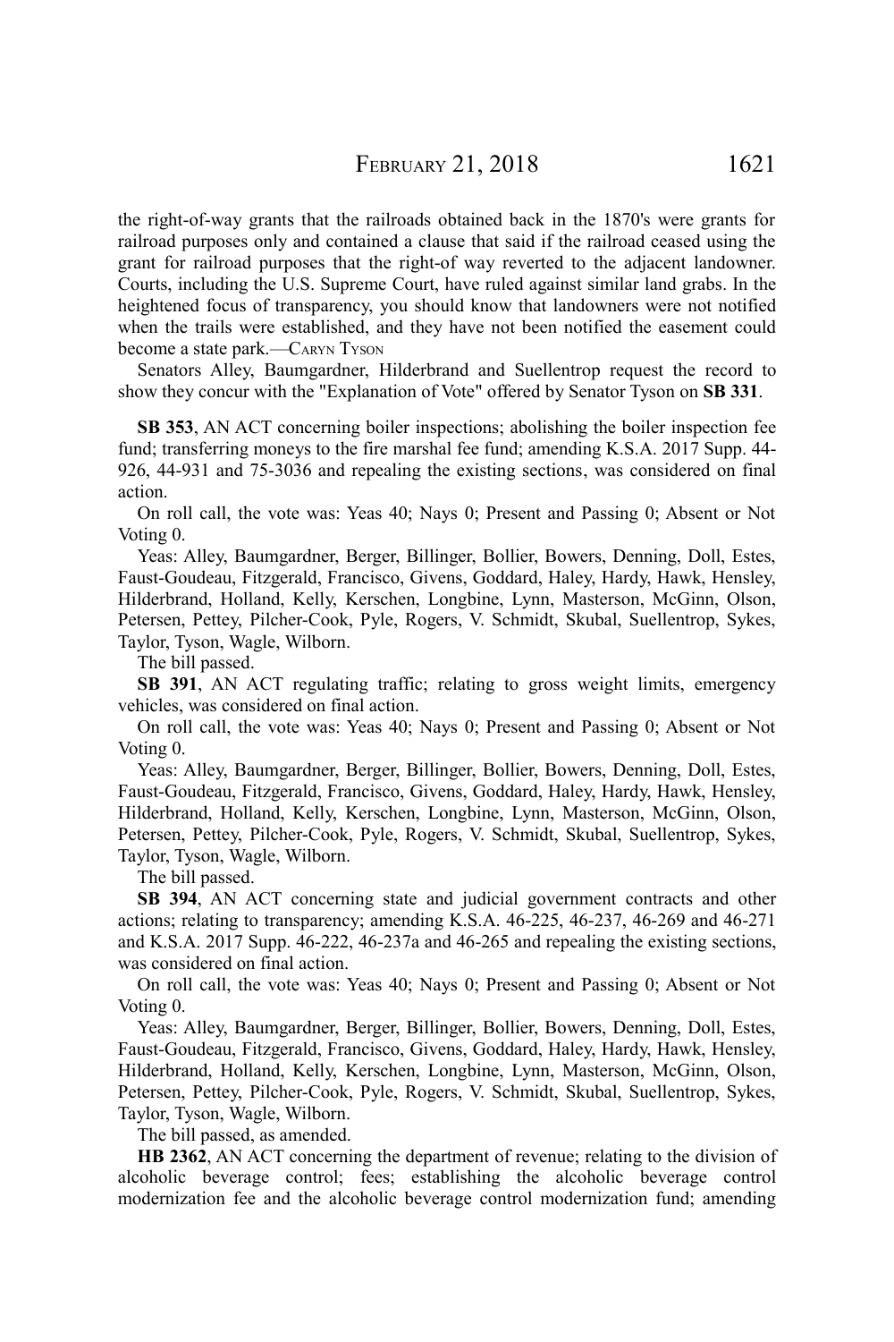the right-of-way grants that the railroads obtained back in the 1870's were grants for railroad purposes only and contained a clause that said if the railroad ceased using the grant for railroad purposes that the right-of way reverted to the adjacent landowner. Courts, including the U.S. Supreme Court, have ruled against similar land grabs. In the heightened focus of transparency, you should know that landowners were not notified when the trails were established, and they have not been notified the easement could become a state park.—CARYN TYSON

Senators Alley, Baumgardner, Hilderbrand and Suellentrop request the record to show they concur with the "Explanation of Vote" offered by Senator Tyson on **SB 331**.

**SB 353**, AN ACT concerning boiler inspections; abolishing the boiler inspection fee fund; transferring moneys to the fire marshal fee fund; amending K.S.A. 2017 Supp. 44-926, 44-931 and 75-3036 and repealing the existing sections, was considered on final action.

On roll call, the vote was: Yeas 40; Nays 0; Present and Passing 0; Absent or Not Voting 0.

Yeas: Alley, Baumgardner, Berger, Billinger, Bollier, Bowers, Denning, Doll, Estes, Faust-Goudeau, Fitzgerald, Francisco, Givens, Goddard, Haley, Hardy, Hawk, Hensley, Hilderbrand, Holland, Kelly, Kerschen, Longbine, Lynn, Masterson, McGinn, Olson, Petersen, Pettey, Pilcher-Cook, Pyle, Rogers, V. Schmidt, Skubal, Suellentrop, Sykes, Taylor, Tyson, Wagle, Wilborn.

The bill passed.

**SB 391**, AN ACT regulating traffic; relating to gross weight limits, emergency vehicles, was considered on final action.

On roll call, the vote was: Yeas 40; Nays 0; Present and Passing 0; Absent or Not Voting 0.

Yeas: Alley, Baumgardner, Berger, Billinger, Bollier, Bowers, Denning, Doll, Estes, Faust-Goudeau, Fitzgerald, Francisco, Givens, Goddard, Haley, Hardy, Hawk, Hensley, Hilderbrand, Holland, Kelly, Kerschen, Longbine, Lynn, Masterson, McGinn, Olson, Petersen, Pettey, Pilcher-Cook, Pyle, Rogers, V. Schmidt, Skubal, Suellentrop, Sykes, Taylor, Tyson, Wagle, Wilborn.

The bill passed.

**SB 394**, AN ACT concerning state and judicial government contracts and other actions; relating to transparency; amending K.S.A. 46-225, 46-237, 46-269 and 46-271 and K.S.A. 2017 Supp. 46-222, 46-237a and 46-265 and repealing the existing sections, was considered on final action.

On roll call, the vote was: Yeas 40; Nays 0; Present and Passing 0; Absent or Not Voting 0.

Yeas: Alley, Baumgardner, Berger, Billinger, Bollier, Bowers, Denning, Doll, Estes, Faust-Goudeau, Fitzgerald, Francisco, Givens, Goddard, Haley, Hardy, Hawk, Hensley, Hilderbrand, Holland, Kelly, Kerschen, Longbine, Lynn, Masterson, McGinn, Olson, Petersen, Pettey, Pilcher-Cook, Pyle, Rogers, V. Schmidt, Skubal, Suellentrop, Sykes, Taylor, Tyson, Wagle, Wilborn.

The bill passed, as amended.

**HB 2362**, AN ACT concerning the department of revenue; relating to the division of alcoholic beverage control; fees; establishing the alcoholic beverage control modernization fee and the alcoholic beverage control modernization fund; amending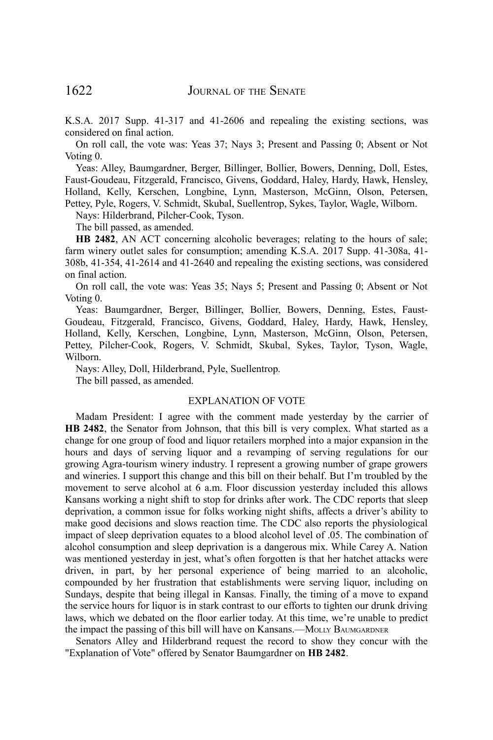K.S.A. 2017 Supp. 41-317 and 41-2606 and repealing the existing sections, was considered on final action.

On roll call, the vote was: Yeas 37; Nays 3; Present and Passing 0; Absent or Not Voting 0.

Yeas: Alley, Baumgardner, Berger, Billinger, Bollier, Bowers, Denning, Doll, Estes, Faust-Goudeau, Fitzgerald, Francisco, Givens, Goddard, Haley, Hardy, Hawk, Hensley, Holland, Kelly, Kerschen, Longbine, Lynn, Masterson, McGinn, Olson, Petersen, Pettey, Pyle, Rogers, V. Schmidt, Skubal, Suellentrop, Sykes, Taylor, Wagle, Wilborn.

Nays: Hilderbrand, Pilcher-Cook, Tyson.

The bill passed, as amended.

**HB 2482**, AN ACT concerning alcoholic beverages; relating to the hours of sale; farm winery outlet sales for consumption; amending K.S.A. 2017 Supp. 41-308a, 41-308b, 41-354, 41-2614 and 41-2640 and repealing the existing sections, was considered on final action.

On roll call, the vote was: Yeas 35; Nays 5; Present and Passing 0; Absent or Not Voting 0.

Yeas: Baumgardner, Berger, Billinger, Bollier, Bowers, Denning, Estes, Faust-Goudeau, Fitzgerald, Francisco, Givens, Goddard, Haley, Hardy, Hawk, Hensley, Holland, Kelly, Kerschen, Longbine, Lynn, Masterson, McGinn, Olson, Petersen, Pettey, Pilcher-Cook, Rogers, V. Schmidt, Skubal, Sykes, Taylor, Tyson, Wagle, Wilborn.

Nays: Alley, Doll, Hilderbrand, Pyle, Suellentrop.

The bill passed, as amended.

## EXPLANATION OF VOTE

Madam President: I agree with the comment made yesterday by the carrier of **HB 2482**, the Senator from Johnson, that this bill is very complex. What started as a change for one group of food and liquor retailers morphed into a major expansion in the hours and days of serving liquor and a revamping of serving regulations for our growing Agra-tourism winery industry. I represent a growing number of grape growers and wineries. I support this change and this bill on their behalf. But I'm troubled by the movement to serve alcohol at 6 a.m. Floor discussion yesterday included this allows Kansans working a night shift to stop for drinks after work. The CDC reports that sleep deprivation, a common issue for folks working night shifts, affects a driver's ability to make good decisions and slows reaction time. The CDC also reports the physiological impact of sleep deprivation equates to a blood alcohol level of .05. The combination of alcohol consumption and sleep deprivation is a dangerous mix. While Carey A. Nation was mentioned yesterday in jest, what's often forgotten is that her hatchet attacks were driven, in part, by her personal experience of being married to an alcoholic, compounded by her frustration that establishments were serving liquor, including on Sundays, despite that being illegal in Kansas. Finally, the timing of a move to expand the service hours for liquor is in stark contrast to our efforts to tighten our drunk driving laws, which we debated on the floor earlier today. At this time, we're unable to predict the impact the passing of this bill will have on Kansans.—MOLLY BAUMGARDNER

Senators Alley and Hilderbrand request the record to show they concur with the "Explanation of Vote" offered by Senator Baumgardner on **HB 2482**.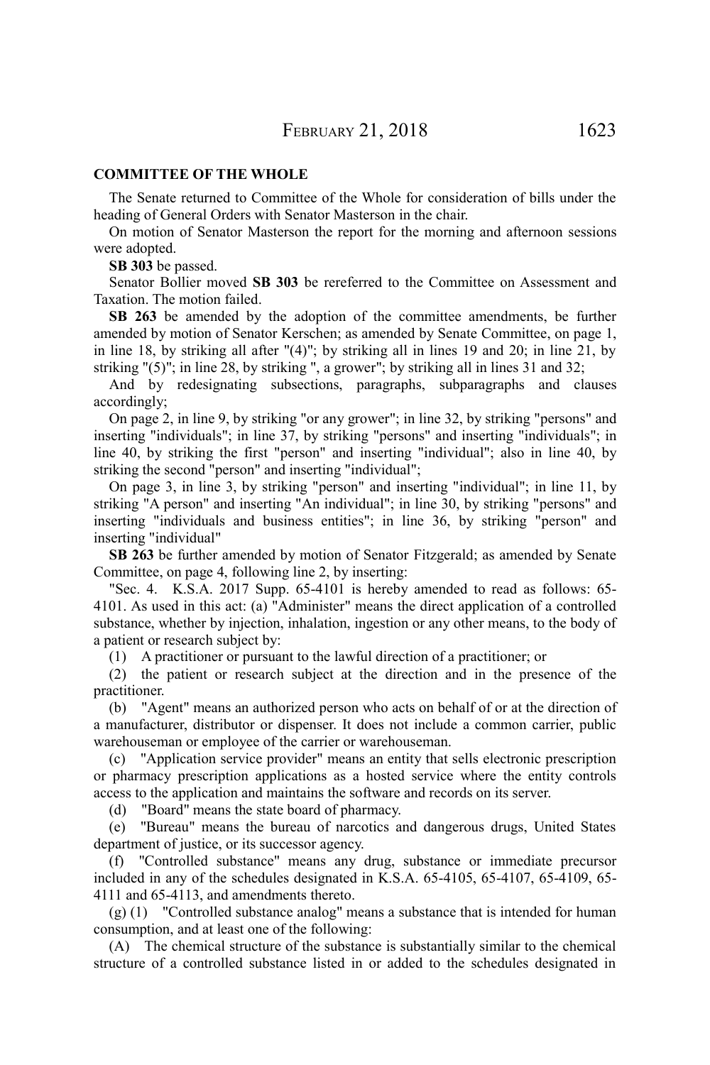## COMMITTEE OF THE WHOLE

The Senate returned to Committee of the Whole for consideration of bills under the heading of General Orders with Senator Masterson in the chair.

On motion of Senator Masterson the report for the morning and afternoon sessions were adopted.

**SB 303** be passed.

Senator Bollier moved **SB 303** be rereferred to the Committee on Assessment and Taxation. The motion failed.

**SB 263** be amended by the adoption of the committee amendments, be further amended by motion of Senator Kerschen; as amended by Senate Committee, on page 1, in line 18, by striking all after "(4)"; by striking all in lines 19 and 20; in line 21, by striking "(5)"; in line 28, by striking ", a grower"; by striking all in lines 31 and 32;

And by redesignating subsections, paragraphs, subparagraphs and clauses accordingly;

On page 2, in line 9, by striking "or any grower"; in line 32, by striking "persons" and inserting "individuals"; in line 37, by striking "persons" and inserting "individuals"; in line 40, by striking the first "person" and inserting "individual"; also in line 40, by striking the second "person" and inserting "individual";

On page 3, in line 3, by striking "person" and inserting "individual"; in line 11, by striking "A person" and inserting "An individual"; in line 30, by striking "persons" and inserting "individuals and business entities"; in line 36, by striking "person" and inserting "individual"

**SB 263** be further amended by motion of Senator Fitzgerald; as amended by Senate Committee, on page 4, following line 2, by inserting:

"Sec. 4. K.S.A. 2017 Supp. 65-4101 is hereby amended to read as follows: 65-4101. As used in this act: (a) "Administer" means the direct application of a controlled substance, whether by injection, inhalation, ingestion or any other means, to the body of a patient or research subject by:

(1) A practitioner or pursuant to the lawful direction of a practitioner; or

(2) the patient or research subject at the direction and in the presence of the practitioner.

(b) "Agent" means an authorized person who acts on behalf of or at the direction of a manufacturer, distributor or dispenser. It does not include a common carrier, public warehouseman or employee of the carrier or warehouseman.

(c) "Application service provider" means an entity that sells electronic prescription or pharmacy prescription applications as a hosted service where the entity controls access to the application and maintains the software and records on its server.

(d) "Board" means the state board of pharmacy.

(e) "Bureau" means the bureau of narcotics and dangerous drugs, United States department of justice, or its successor agency.

(f) "Controlled substance" means any drug, substance or immediate precursor included in any of the schedules designated in K.S.A. 65-4105, 65-4107, 65-4109, 65-4111 and 65-4113, and amendments thereto.

(g) (1) "Controlled substance analog" means a substance that is intended for human consumption, and at least one of the following:

(A) The chemical structure of the substance is substantially similar to the chemical structure of a controlled substance listed in or added to the schedules designated in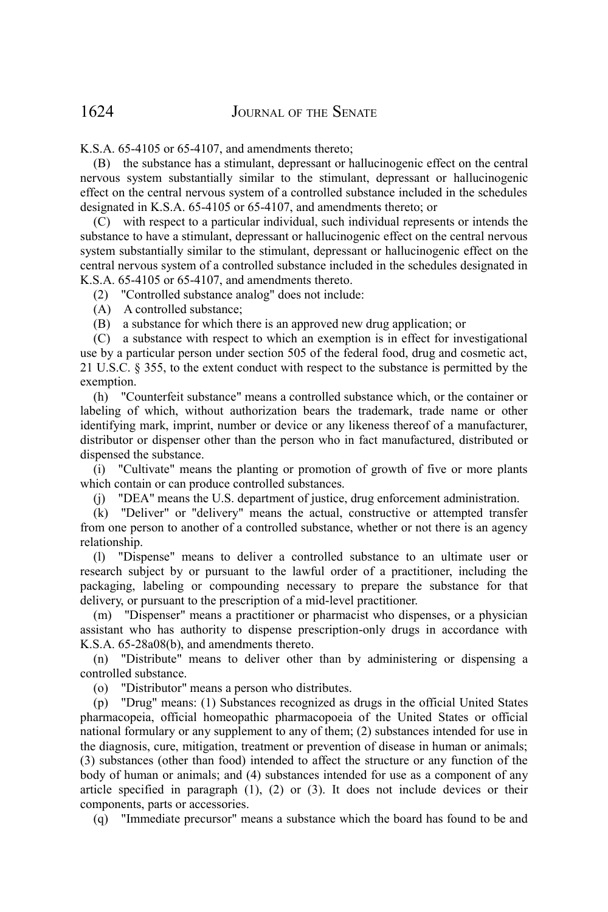K.S.A. 65-4105 or 65-4107, and amendments thereto;

(B) the substance has a stimulant, depressant or hallucinogenic effect on the central nervous system substantially similar to the stimulant, depressant or hallucinogenic effect on the central nervous system of a controlled substance included in the schedules designated in K.S.A. 65-4105 or 65-4107, and amendments thereto; or

(C) with respect to a particular individual, such individual represents or intends the substance to have a stimulant, depressant or hallucinogenic effect on the central nervous system substantially similar to the stimulant, depressant or hallucinogenic effect on the central nervous system of a controlled substance included in the schedules designated in K.S.A. 65-4105 or 65-4107, and amendments thereto.

(2) "Controlled substance analog" does not include:

(A) A controlled substance;

(B) a substance for which there is an approved new drug application; or

(C) a substance with respect to which an exemption is in effect for investigational use by a particular person under section 505 of the federal food, drug and cosmetic act, 21 U.S.C. § 355, to the extent conduct with respect to the substance is permitted by the exemption.

(h) "Counterfeit substance" means a controlled substance which, or the container or labeling of which, without authorization bears the trademark, trade name or other identifying mark, imprint, number or device or any likeness thereof of a manufacturer, distributor or dispenser other than the person who in fact manufactured, distributed or dispensed the substance.

(i) "Cultivate" means the planting or promotion of growth of five or more plants which contain or can produce controlled substances.

(j) "DEA" means the U.S. department of justice, drug enforcement administration.

(k) "Deliver" or "delivery" means the actual, constructive or attempted transfer from one person to another of a controlled substance, whether or not there is an agency relationship.

(l) "Dispense" means to deliver a controlled substance to an ultimate user or research subject by or pursuant to the lawful order of a practitioner, including the packaging, labeling or compounding necessary to prepare the substance for that delivery, or pursuant to the prescription of a mid-level practitioner.

(m) "Dispenser" means a practitioner or pharmacist who dispenses, or a physician assistant who has authority to dispense prescription-only drugs in accordance with K.S.A. 65-28a08(b), and amendments thereto.

(n) "Distribute" means to deliver other than by administering or dispensing a controlled substance.

(o) "Distributor" means a person who distributes.

(p) "Drug" means: (1) Substances recognized as drugs in the official United States pharmacopeia, official homeopathic pharmacopoeia of the United States or official national formulary or any supplement to any of them; (2) substances intended for use in the diagnosis, cure, mitigation, treatment or prevention of disease in human or animals; (3) substances (other than food) intended to affect the structure or any function of the body of human or animals; and (4) substances intended for use as a component of any article specified in paragraph (1), (2) or (3). It does not include devices or their components, parts or accessories.

(q) "Immediate precursor" means a substance which the board has found to be and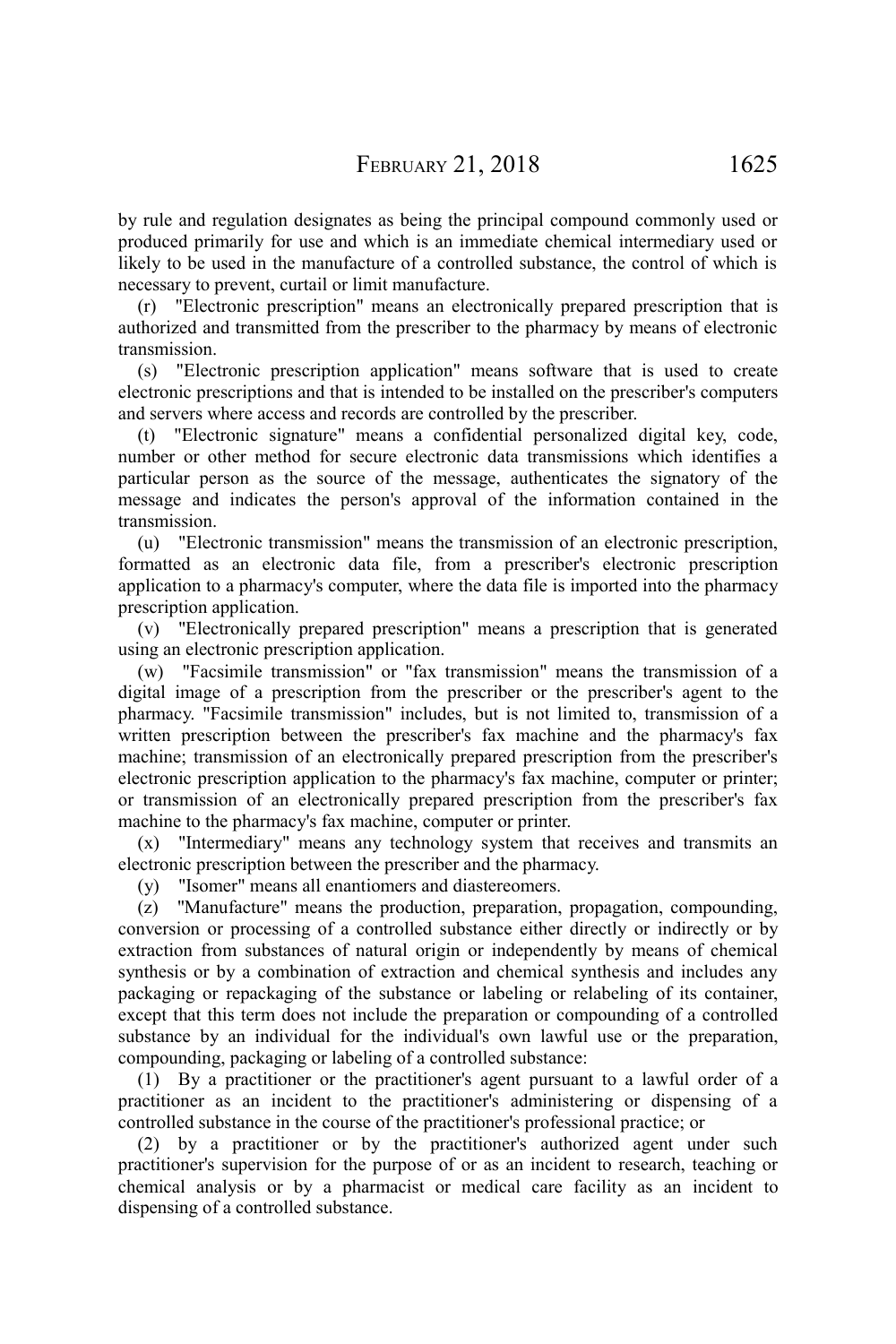by rule and regulation designates as being the principal compound commonly used or produced primarily for use and which is an immediate chemical intermediary used or likely to be used in the manufacture of a controlled substance, the control of which is necessary to prevent, curtail or limit manufacture.

(r) "Electronic prescription" means an electronically prepared prescription that is authorized and transmitted from the prescriber to the pharmacy by means of electronic transmission.

(s) "Electronic prescription application" means software that is used to create electronic prescriptions and that is intended to be installed on the prescriber's computers and servers where access and records are controlled by the prescriber.

(t) "Electronic signature" means a confidential personalized digital key, code, number or other method for secure electronic data transmissions which identifies a particular person as the source of the message, authenticates the signatory of the message and indicates the person's approval of the information contained in the transmission.

(u) "Electronic transmission" means the transmission of an electronic prescription, formatted as an electronic data file, from a prescriber's electronic prescription application to a pharmacy's computer, where the data file is imported into the pharmacy prescription application.

(v) "Electronically prepared prescription" means a prescription that is generated using an electronic prescription application.

(w) "Facsimile transmission" or "fax transmission" means the transmission of a digital image of a prescription from the prescriber or the prescriber's agent to the pharmacy. "Facsimile transmission" includes, but is not limited to, transmission of a written prescription between the prescriber's fax machine and the pharmacy's fax machine; transmission of an electronically prepared prescription from the prescriber's electronic prescription application to the pharmacy's fax machine, computer or printer; or transmission of an electronically prepared prescription from the prescriber's fax machine to the pharmacy's fax machine, computer or printer.

(x) "Intermediary" means any technology system that receives and transmits an electronic prescription between the prescriber and the pharmacy.

(y) "Isomer" means all enantiomers and diastereomers.

(z) "Manufacture" means the production, preparation, propagation, compounding, conversion or processing of a controlled substance either directly or indirectly or by extraction from substances of natural origin or independently by means of chemical synthesis or by a combination of extraction and chemical synthesis and includes any packaging or repackaging of the substance or labeling or relabeling of its container, except that this term does not include the preparation or compounding of a controlled substance by an individual for the individual's own lawful use or the preparation, compounding, packaging or labeling of a controlled substance:

(1) By a practitioner or the practitioner's agent pursuant to a lawful order of a practitioner as an incident to the practitioner's administering or dispensing of a controlled substance in the course of the practitioner's professional practice; or

(2) by a practitioner or by the practitioner's authorized agent under such practitioner's supervision for the purpose of or as an incident to research, teaching or chemical analysis or by a pharmacist or medical care facility as an incident to dispensing of a controlled substance.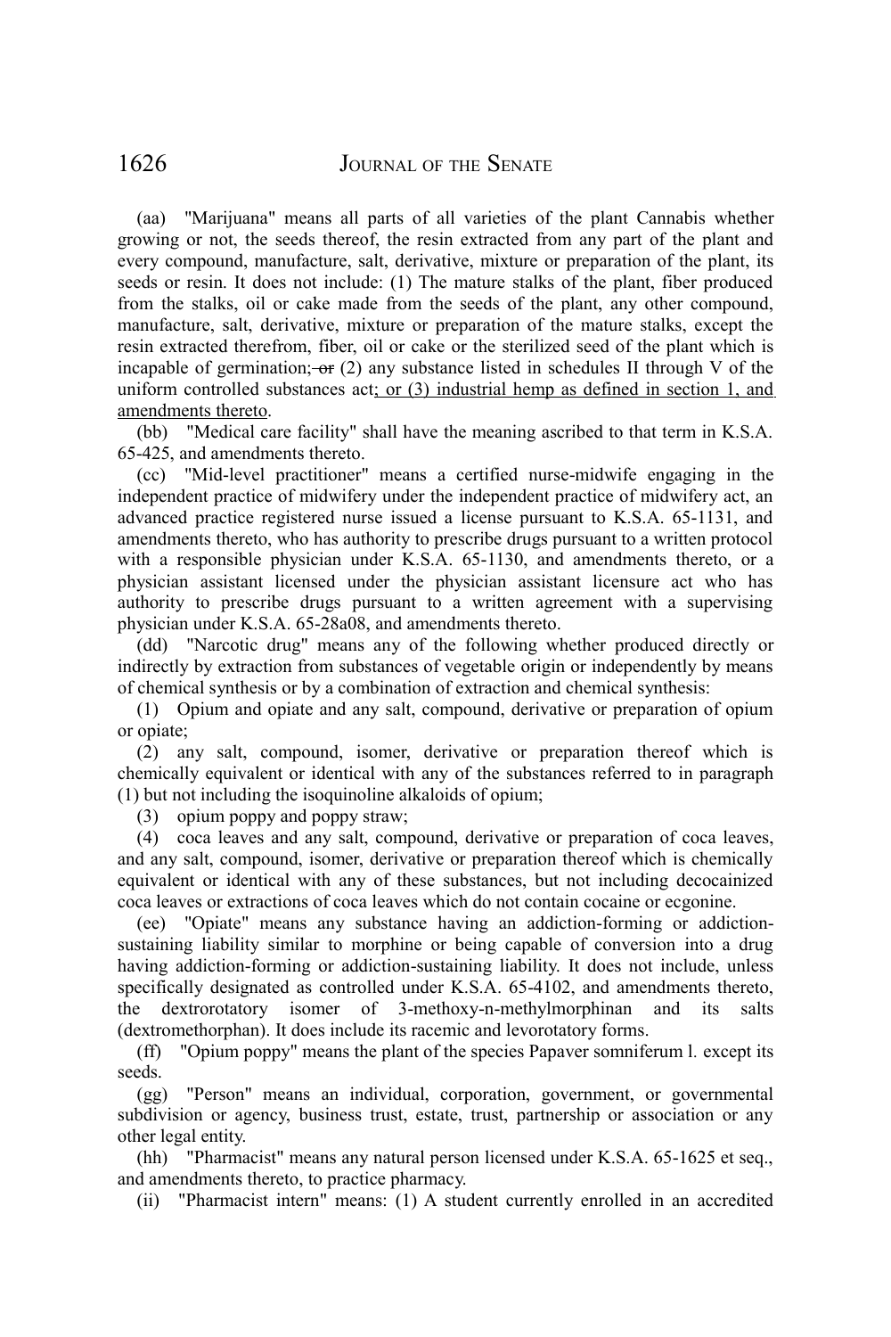(aa) "Marijuana" means all parts of all varieties of the plant Cannabis whether growing or not, the seeds thereof, the resin extracted from any part of the plant and every compound, manufacture, salt, derivative, mixture or preparation of the plant, its seeds or resin. It does not include: (1) The mature stalks of the plant, fiber produced from the stalks, oil or cake made from the seeds of the plant, any other compound, manufacture, salt, derivative, mixture or preparation of the mature stalks, except the resin extracted therefrom, fiber, oil or cake or the sterilized seed of the plant which is incapable of germination; ~~or~~ (2) any substance listed in schedules II through V of the uniform controlled substances act; or (3) industrial hemp as defined in section 1, and amendments thereto.

(bb) "Medical care facility" shall have the meaning ascribed to that term in K.S.A. 65-425, and amendments thereto.

(cc) "Mid-level practitioner" means a certified nurse-midwife engaging in the independent practice of midwifery under the independent practice of midwifery act, an advanced practice registered nurse issued a license pursuant to K.S.A. 65-1131, and amendments thereto, who has authority to prescribe drugs pursuant to a written protocol with a responsible physician under K.S.A. 65-1130, and amendments thereto, or a physician assistant licensed under the physician assistant licensure act who has authority to prescribe drugs pursuant to a written agreement with a supervising physician under K.S.A. 65-28a08, and amendments thereto.

(dd) "Narcotic drug" means any of the following whether produced directly or indirectly by extraction from substances of vegetable origin or independently by means of chemical synthesis or by a combination of extraction and chemical synthesis:

(1) Opium and opiate and any salt, compound, derivative or preparation of opium or opiate;

(2) any salt, compound, isomer, derivative or preparation thereof which is chemically equivalent or identical with any of the substances referred to in paragraph (1) but not including the isoquinoline alkaloids of opium;

(3) opium poppy and poppy straw;

(4) coca leaves and any salt, compound, derivative or preparation of coca leaves, and any salt, compound, isomer, derivative or preparation thereof which is chemically equivalent or identical with any of these substances, but not including decocainized coca leaves or extractions of coca leaves which do not contain cocaine or ecgonine.

(ee) "Opiate" means any substance having an addiction-forming or addiction-sustaining liability similar to morphine or being capable of conversion into a drug having addiction-forming or addiction-sustaining liability. It does not include, unless specifically designated as controlled under K.S.A. 65-4102, and amendments thereto, the dextrorotatory isomer of 3-methoxy-n-methylmorphinan and its salts (dextromethorphan). It does include its racemic and levorotatory forms.

(ff) "Opium poppy" means the plant of the species Papaver somniferum l. except its seeds.

(gg) "Person" means an individual, corporation, government, or governmental subdivision or agency, business trust, estate, trust, partnership or association or any other legal entity.

(hh) "Pharmacist" means any natural person licensed under K.S.A. 65-1625 et seq., and amendments thereto, to practice pharmacy.

(ii) "Pharmacist intern" means: (1) A student currently enrolled in an accredited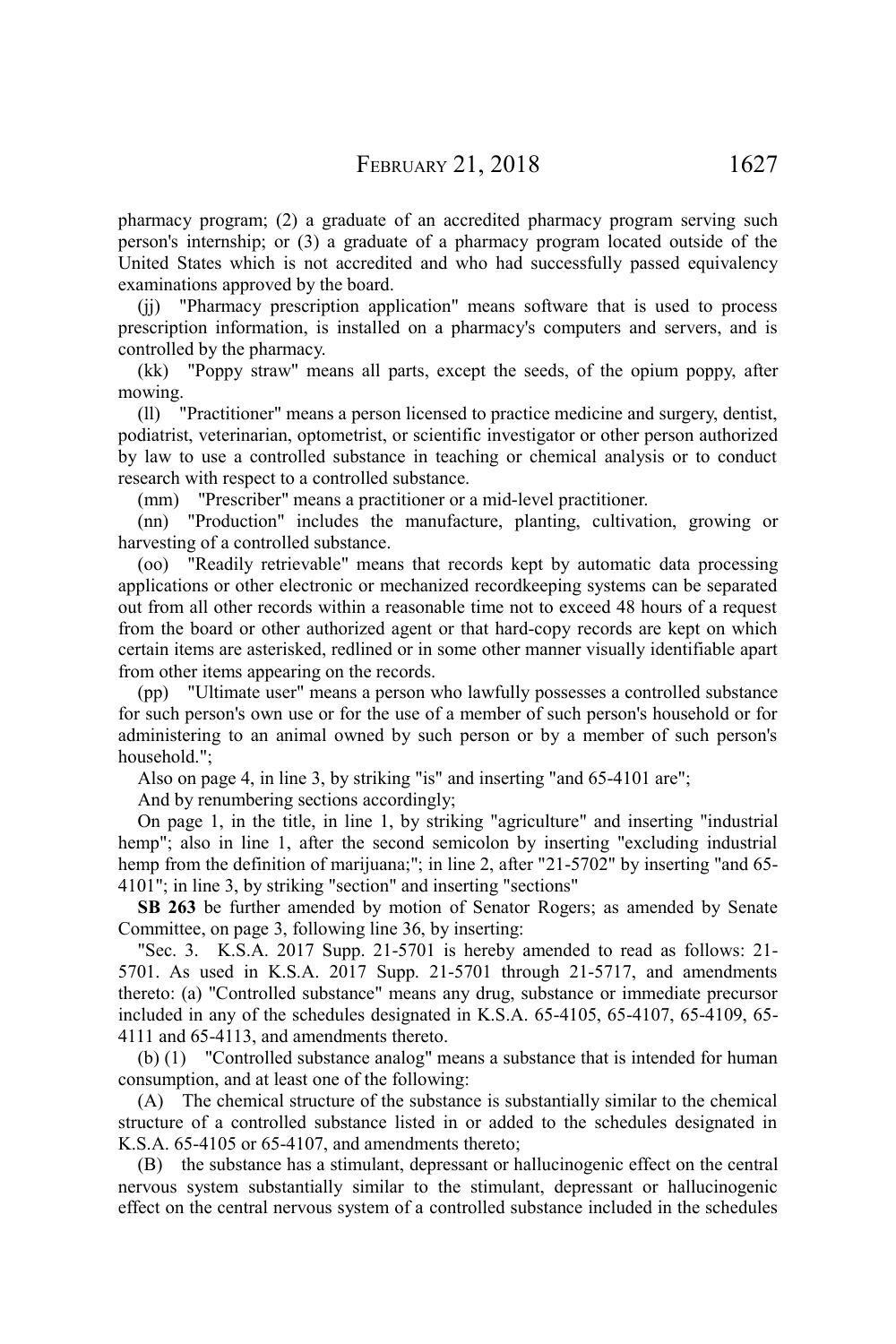pharmacy program; (2) a graduate of an accredited pharmacy program serving such person's internship; or (3) a graduate of a pharmacy program located outside of the United States which is not accredited and who had successfully passed equivalency examinations approved by the board.

(jj) "Pharmacy prescription application" means software that is used to process prescription information, is installed on a pharmacy's computers and servers, and is controlled by the pharmacy.

(kk) "Poppy straw" means all parts, except the seeds, of the opium poppy, after mowing.

(ll) "Practitioner" means a person licensed to practice medicine and surgery, dentist, podiatrist, veterinarian, optometrist, or scientific investigator or other person authorized by law to use a controlled substance in teaching or chemical analysis or to conduct research with respect to a controlled substance.

(mm) "Prescriber" means a practitioner or a mid-level practitioner.

(nn) "Production" includes the manufacture, planting, cultivation, growing or harvesting of a controlled substance.

(oo) "Readily retrievable" means that records kept by automatic data processing applications or other electronic or mechanized recordkeeping systems can be separated out from all other records within a reasonable time not to exceed 48 hours of a request from the board or other authorized agent or that hard-copy records are kept on which certain items are asterisked, redlined or in some other manner visually identifiable apart from other items appearing on the records.

(pp) "Ultimate user" means a person who lawfully possesses a controlled substance for such person's own use or for the use of a member of such person's household or for administering to an animal owned by such person or by a member of such person's household.";

Also on page 4, in line 3, by striking "is" and inserting "and 65-4101 are";

And by renumbering sections accordingly;

On page 1, in the title, in line 1, by striking "agriculture" and inserting "industrial hemp"; also in line 1, after the second semicolon by inserting "excluding industrial hemp from the definition of marijuana;"; in line 2, after "21-5702" by inserting "and 65-4101"; in line 3, by striking "section" and inserting "sections"

**SB 263** be further amended by motion of Senator Rogers; as amended by Senate Committee, on page 3, following line 36, by inserting:

"Sec. 3. K.S.A. 2017 Supp. 21-5701 is hereby amended to read as follows: 21-5701. As used in K.S.A. 2017 Supp. 21-5701 through 21-5717, and amendments thereto: (a) "Controlled substance" means any drug, substance or immediate precursor included in any of the schedules designated in K.S.A. 65-4105, 65-4107, 65-4109, 65-4111 and 65-4113, and amendments thereto.

(b) (1) "Controlled substance analog" means a substance that is intended for human consumption, and at least one of the following:

(A) The chemical structure of the substance is substantially similar to the chemical structure of a controlled substance listed in or added to the schedules designated in K.S.A. 65-4105 or 65-4107, and amendments thereto;

(B) the substance has a stimulant, depressant or hallucinogenic effect on the central nervous system substantially similar to the stimulant, depressant or hallucinogenic effect on the central nervous system of a controlled substance included in the schedules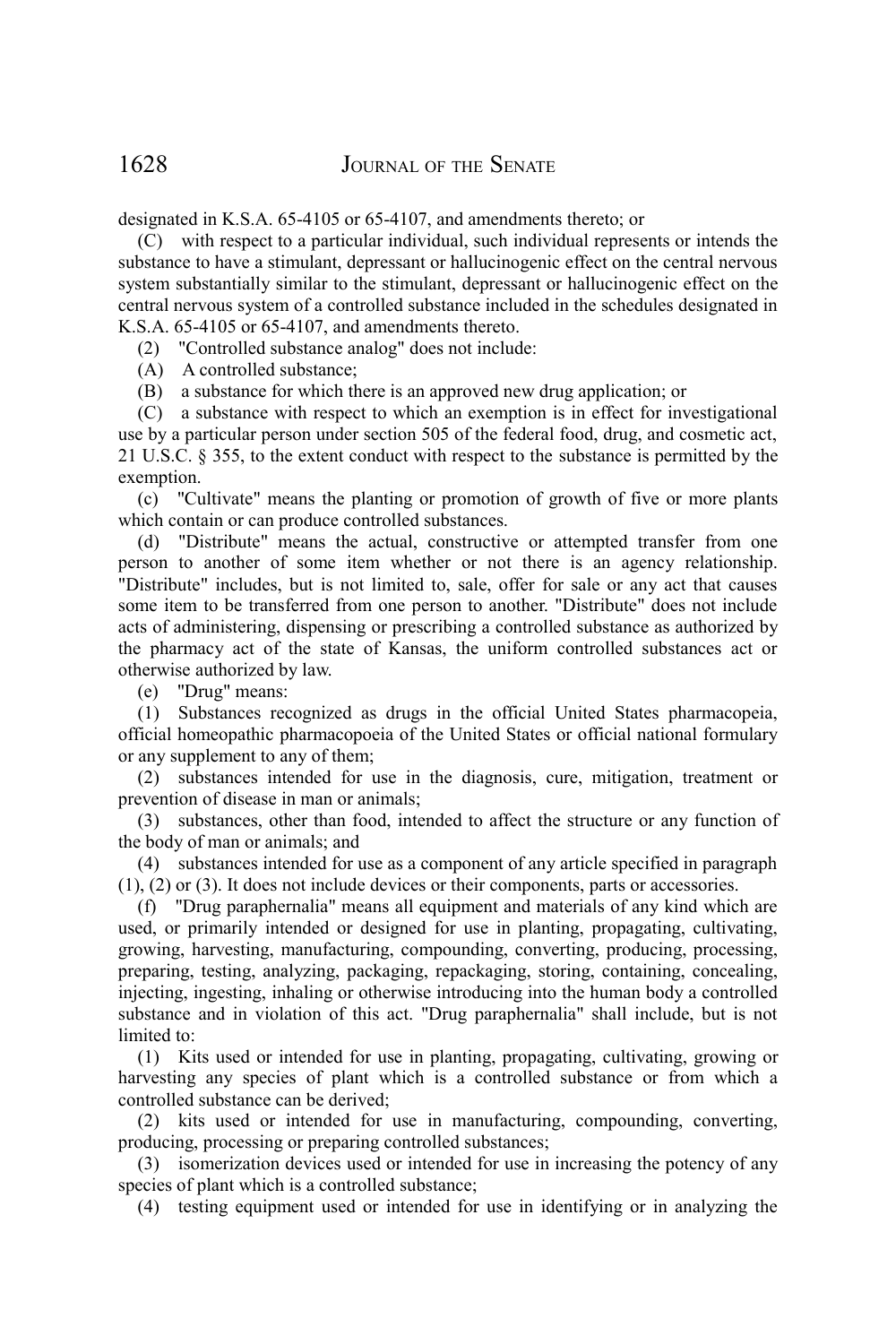designated in K.S.A. 65-4105 or 65-4107, and amendments thereto; or

(C) with respect to a particular individual, such individual represents or intends the substance to have a stimulant, depressant or hallucinogenic effect on the central nervous system substantially similar to the stimulant, depressant or hallucinogenic effect on the central nervous system of a controlled substance included in the schedules designated in K.S.A. 65-4105 or 65-4107, and amendments thereto.

(2) "Controlled substance analog" does not include:

(A) A controlled substance;

(B) a substance for which there is an approved new drug application; or

(C) a substance with respect to which an exemption is in effect for investigational use by a particular person under section 505 of the federal food, drug, and cosmetic act, 21 U.S.C. § 355, to the extent conduct with respect to the substance is permitted by the exemption.

(c) "Cultivate" means the planting or promotion of growth of five or more plants which contain or can produce controlled substances.

(d) "Distribute" means the actual, constructive or attempted transfer from one person to another of some item whether or not there is an agency relationship. "Distribute" includes, but is not limited to, sale, offer for sale or any act that causes some item to be transferred from one person to another. "Distribute" does not include acts of administering, dispensing or prescribing a controlled substance as authorized by the pharmacy act of the state of Kansas, the uniform controlled substances act or otherwise authorized by law.

(e) "Drug" means:

(1) Substances recognized as drugs in the official United States pharmacopeia, official homeopathic pharmacopoeia of the United States or official national formulary or any supplement to any of them;

(2) substances intended for use in the diagnosis, cure, mitigation, treatment or prevention of disease in man or animals;

(3) substances, other than food, intended to affect the structure or any function of the body of man or animals; and

(4) substances intended for use as a component of any article specified in paragraph (1), (2) or (3). It does not include devices or their components, parts or accessories.

(f) "Drug paraphernalia" means all equipment and materials of any kind which are used, or primarily intended or designed for use in planting, propagating, cultivating, growing, harvesting, manufacturing, compounding, converting, producing, processing, preparing, testing, analyzing, packaging, repackaging, storing, containing, concealing, injecting, ingesting, inhaling or otherwise introducing into the human body a controlled substance and in violation of this act. "Drug paraphernalia" shall include, but is not limited to:

(1) Kits used or intended for use in planting, propagating, cultivating, growing or harvesting any species of plant which is a controlled substance or from which a controlled substance can be derived;

(2) kits used or intended for use in manufacturing, compounding, converting, producing, processing or preparing controlled substances;

(3) isomerization devices used or intended for use in increasing the potency of any species of plant which is a controlled substance;

(4) testing equipment used or intended for use in identifying or in analyzing the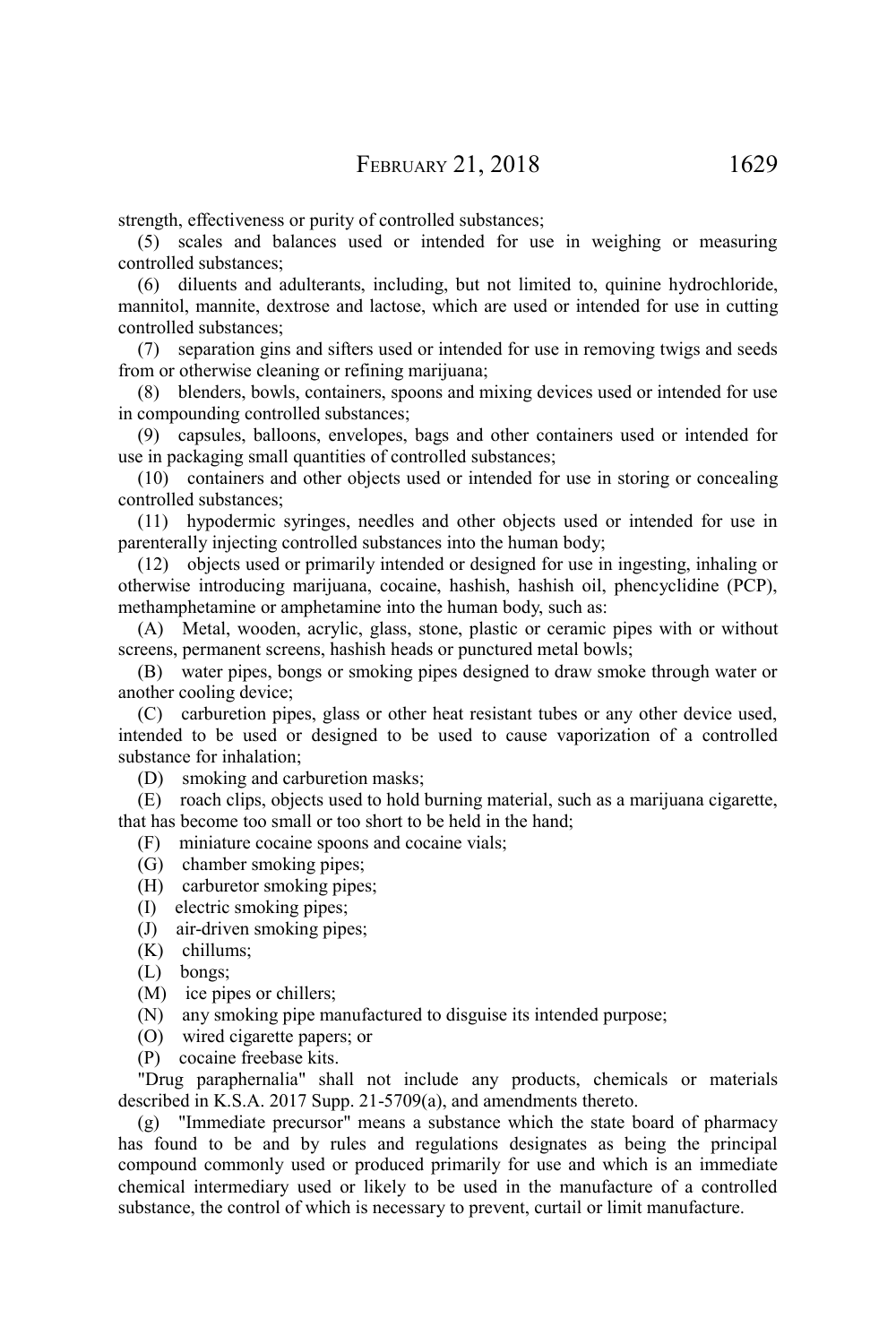strength, effectiveness or purity of controlled substances;

(5) scales and balances used or intended for use in weighing or measuring controlled substances;

(6) diluents and adulterants, including, but not limited to, quinine hydrochloride, mannitol, mannite, dextrose and lactose, which are used or intended for use in cutting controlled substances;

(7) separation gins and sifters used or intended for use in removing twigs and seeds from or otherwise cleaning or refining marijuana;

(8) blenders, bowls, containers, spoons and mixing devices used or intended for use in compounding controlled substances;

(9) capsules, balloons, envelopes, bags and other containers used or intended for use in packaging small quantities of controlled substances;

(10) containers and other objects used or intended for use in storing or concealing controlled substances;

(11) hypodermic syringes, needles and other objects used or intended for use in parenterally injecting controlled substances into the human body;

(12) objects used or primarily intended or designed for use in ingesting, inhaling or otherwise introducing marijuana, cocaine, hashish, hashish oil, phencyclidine (PCP), methamphetamine or amphetamine into the human body, such as:

(A) Metal, wooden, acrylic, glass, stone, plastic or ceramic pipes with or without screens, permanent screens, hashish heads or punctured metal bowls;

(B) water pipes, bongs or smoking pipes designed to draw smoke through water or another cooling device;

(C) carburetion pipes, glass or other heat resistant tubes or any other device used, intended to be used or designed to be used to cause vaporization of a controlled substance for inhalation;

(D) smoking and carburetion masks;

(E) roach clips, objects used to hold burning material, such as a marijuana cigarette, that has become too small or too short to be held in the hand;

(F) miniature cocaine spoons and cocaine vials;

(G) chamber smoking pipes;

(H) carburetor smoking pipes;

(I) electric smoking pipes;

(J) air-driven smoking pipes;

(K) chillums;

(L) bongs;

(M) ice pipes or chillers;

(N) any smoking pipe manufactured to disguise its intended purpose;

(O) wired cigarette papers; or

(P) cocaine freebase kits.

"Drug paraphernalia" shall not include any products, chemicals or materials described in K.S.A. 2017 Supp. 21-5709(a), and amendments thereto.

(g) "Immediate precursor" means a substance which the state board of pharmacy has found to be and by rules and regulations designates as being the principal compound commonly used or produced primarily for use and which is an immediate chemical intermediary used or likely to be used in the manufacture of a controlled substance, the control of which is necessary to prevent, curtail or limit manufacture.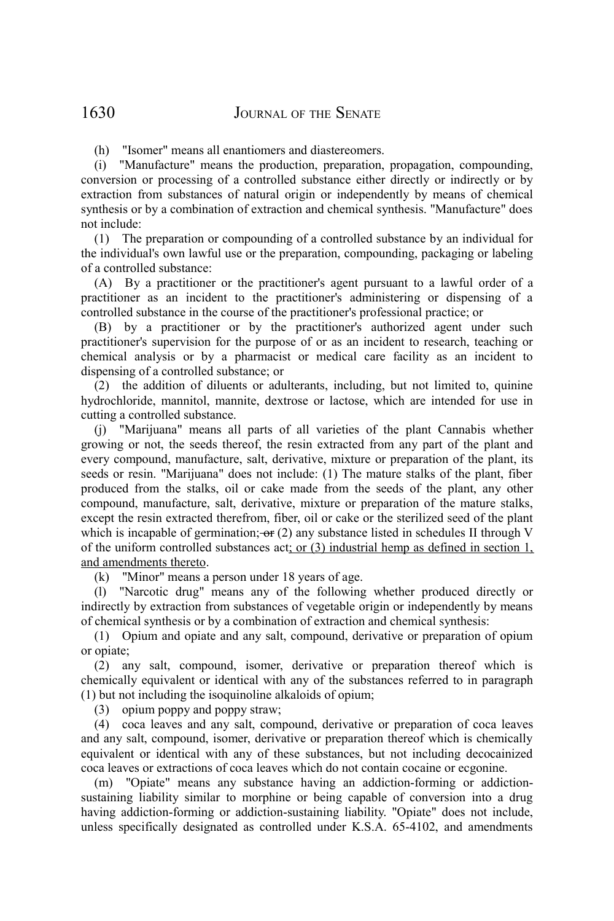(h) "Isomer" means all enantiomers and diastereomers.

(i) "Manufacture" means the production, preparation, propagation, compounding, conversion or processing of a controlled substance either directly or indirectly or by extraction from substances of natural origin or independently by means of chemical synthesis or by a combination of extraction and chemical synthesis. "Manufacture" does not include:

(1) The preparation or compounding of a controlled substance by an individual for the individual's own lawful use or the preparation, compounding, packaging or labeling of a controlled substance:

(A) By a practitioner or the practitioner's agent pursuant to a lawful order of a practitioner as an incident to the practitioner's administering or dispensing of a controlled substance in the course of the practitioner's professional practice; or

(B) by a practitioner or by the practitioner's authorized agent under such practitioner's supervision for the purpose of or as an incident to research, teaching or chemical analysis or by a pharmacist or medical care facility as an incident to dispensing of a controlled substance; or

(2) the addition of diluents or adulterants, including, but not limited to, quinine hydrochloride, mannitol, mannite, dextrose or lactose, which are intended for use in cutting a controlled substance.

(j) "Marijuana" means all parts of all varieties of the plant Cannabis whether growing or not, the seeds thereof, the resin extracted from any part of the plant and every compound, manufacture, salt, derivative, mixture or preparation of the plant, its seeds or resin. "Marijuana" does not include: (1) The mature stalks of the plant, fiber produced from the stalks, oil or cake made from the seeds of the plant, any other compound, manufacture, salt, derivative, mixture or preparation of the mature stalks, except the resin extracted therefrom, fiber, oil or cake or the sterilized seed of the plant which is incapable of germination; ~~or~~ (2) any substance listed in schedules II through V of the uniform controlled substances act; or (3) industrial hemp as defined in section 1, and amendments thereto.

(k) "Minor" means a person under 18 years of age.

(l) "Narcotic drug" means any of the following whether produced directly or indirectly by extraction from substances of vegetable origin or independently by means of chemical synthesis or by a combination of extraction and chemical synthesis:

(1) Opium and opiate and any salt, compound, derivative or preparation of opium or opiate;

(2) any salt, compound, isomer, derivative or preparation thereof which is chemically equivalent or identical with any of the substances referred to in paragraph (1) but not including the isoquinoline alkaloids of opium;

(3) opium poppy and poppy straw;

(4) coca leaves and any salt, compound, derivative or preparation of coca leaves and any salt, compound, isomer, derivative or preparation thereof which is chemically equivalent or identical with any of these substances, but not including decocainized coca leaves or extractions of coca leaves which do not contain cocaine or ecgonine.

(m) "Opiate" means any substance having an addiction-forming or addiction-sustaining liability similar to morphine or being capable of conversion into a drug having addiction-forming or addiction-sustaining liability. "Opiate" does not include, unless specifically designated as controlled under K.S.A. 65-4102, and amendments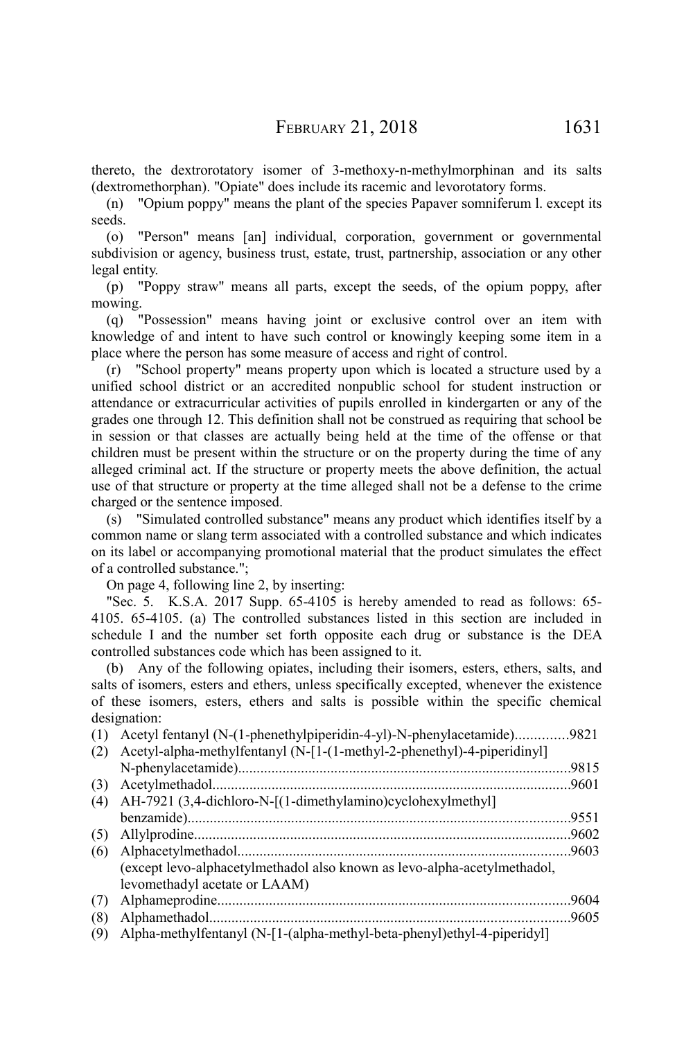thereto, the dextrorotatory isomer of 3-methoxy-n-methylmorphinan and its salts (dextromethorphan). "Opiate" does include its racemic and levorotatory forms.

(n) "Opium poppy" means the plant of the species Papaver somniferum l. except its seeds.

(o) "Person" means [an] individual, corporation, government or governmental subdivision or agency, business trust, estate, trust, partnership, association or any other legal entity.

(p) "Poppy straw" means all parts, except the seeds, of the opium poppy, after mowing.

(q) "Possession" means having joint or exclusive control over an item with knowledge of and intent to have such control or knowingly keeping some item in a place where the person has some measure of access and right of control.

(r) "School property" means property upon which is located a structure used by a unified school district or an accredited nonpublic school for student instruction or attendance or extracurricular activities of pupils enrolled in kindergarten or any of the grades one through 12. This definition shall not be construed as requiring that school be in session or that classes are actually being held at the time of the offense or that children must be present within the structure or on the property during the time of any alleged criminal act. If the structure or property meets the above definition, the actual use of that structure or property at the time alleged shall not be a defense to the crime charged or the sentence imposed.

(s) "Simulated controlled substance" means any product which identifies itself by a common name or slang term associated with a controlled substance and which indicates on its label or accompanying promotional material that the product simulates the effect of a controlled substance.";

On page 4, following line 2, by inserting:

"Sec. 5. K.S.A. 2017 Supp. 65-4105 is hereby amended to read as follows: 65-4105. 65-4105. (a) The controlled substances listed in this section are included in schedule I and the number set forth opposite each drug or substance is the DEA controlled substances code which has been assigned to it.

(b) Any of the following opiates, including their isomers, esters, ethers, salts, and salts of isomers, esters and ethers, unless specifically excepted, whenever the existence of these isomers, esters, ethers and salts is possible within the specific chemical designation:

(1) Acetyl fentanyl (N-(1-phenethylpiperidin-4-yl)-N-phenylacetamide)..............9821
(2) Acetyl-alpha-methylfentanyl (N-[1-(1-methyl-2-phenethyl)-4-piperidinyl] N-phenylacetamide)..........................................................................................9815
(3) Acetylmethadol.................................................................................................9601
(4) AH-7921 (3,4-dichloro-N-[(1-dimethylamino)cyclohexylmethyl] benzamide).......................................................................................................9551
(5) Allylprodine......................................................................................................9602
(6) Alphacetylmethadol..........................................................................................9603
(except levo-alphacetylmethadol also known as levo-alpha-acetylmethadol, levomethadyl acetate or LAAM)
(7) Alphameprodine...............................................................................................9604
(8) Alphamethadol..................................................................................................9605
(9) Alpha-methylfentanyl (N-[1-(alpha-methyl-beta-phenyl)ethyl-4-piperidyl]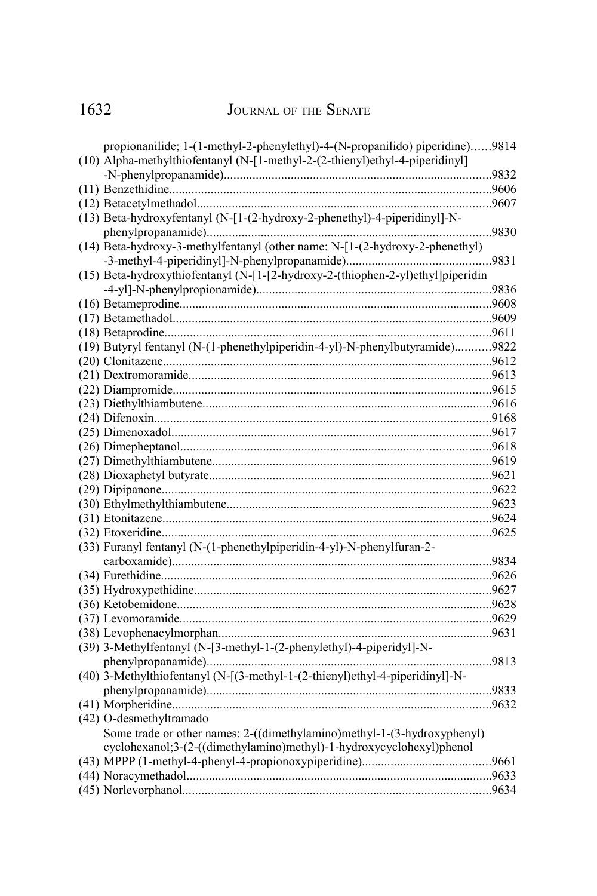propionanilide; 1-(1-methyl-2-phenylethyl)-4-(N-propanilido) piperidine)......9814

(10) Alpha-methylthiofentanyl (N-[1-methyl-2-(2-thienyl)ethyl-4-piperidinyl] -N-phenylpropanamide)....................................................................................9832

(11) Benzethidine....................................................................................................9606

(12) Betacetylmethadol............................................................................................9607

(13) Beta-hydroxyfentanyl (N-[1-(2-hydroxy-2-phenethyl)-4-piperidinyl]-N-phenylpropanamide).........................................................................................9830

(14) Beta-hydroxy-3-methylfentanyl (other name: N-[1-(2-hydroxy-2-phenethyl) -3-methyl-4-piperidinyl]-N-phenylpropanamide).............................................9831

(15) Beta-hydroxythiofentanyl (N-[1-[2-hydroxy-2-(thiophen-2-yl)ethyl]piperidin -4-yl]-N-phenylpropionamide)..........................................................................9836

(16) Betameprodine..................................................................................................9608

(17) Betamethadol....................................................................................................9609

(18) Betaprodine......................................................................................................9611

(19) Butyryl fentanyl (N-(1-phenethylpiperidin-4-yl)-N-phenylbutyramide)...........9822

(20) Clonitazene.......................................................................................................9612

(21) Dextromoramide..............................................................................................9613

(22) Diampromide....................................................................................................9615

(23) Diethylthiambutene..........................................................................................9616

(24) Difenoxin..........................................................................................................9168

(25) Dimenoxadol....................................................................................................9617

(26) Dimepheptanol..................................................................................................9618

(27) Dimethylthiambutene.......................................................................................9619

(28) Dioxaphetyl butyrate........................................................................................9621

(29) Dipipanone.......................................................................................................9622

(30) Ethylmethylthiambutene...................................................................................9623

(31) Etonitazene.......................................................................................................9624

(32) Etoxeridine.......................................................................................................9625

(33) Furanyl fentanyl (N-(1-phenethylpiperidin-4-yl)-N-phenylfuran-2-carboxamide)....................................................................................................9834

(34) Furethidine.......................................................................................................9626

(35) Hydroxypethidine.............................................................................................9627

(36) Ketobemidone...................................................................................................9628

(37) Levomoramide..................................................................................................9629

(38) Levophenacylmorphan.....................................................................................9631

(39) 3-Methylfentanyl (N-[3-methyl-1-(2-phenylethyl)-4-piperidyl]-N-phenylpropanamide).........................................................................................9813

(40) 3-Methylthiofentanyl (N-[(3-methyl-1-(2-thienyl)ethyl-4-piperidinyl]-N-phenylpropanamide).........................................................................................9833

(41) Morpheridine....................................................................................................9632

(42) O-desmethyltramado
Some trade or other names: 2-((dimethylamino)methyl-1-(3-hydroxyphenyl) cyclohexanol;3-(2-((dimethylamino)methyl)-1-hydroxycyclohexyl)phenol

(43) MPPP (1-methyl-4-phenyl-4-propionoxypiperidine)........................................9661

(44) Noracymethadol...............................................................................................9633

(45) Norlevorphanol................................................................................................9634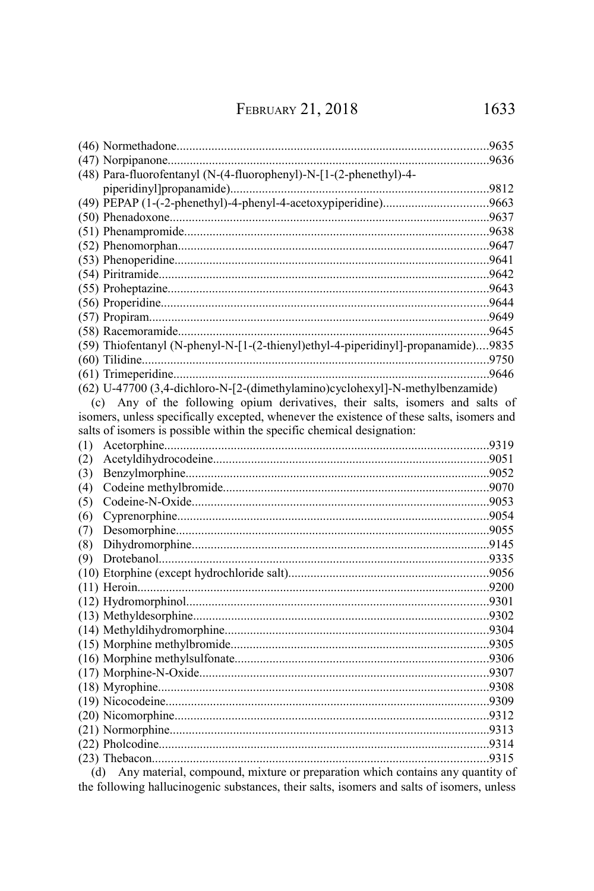(46) Normethadone....................................................................................................9635
(47) Norpipanone......................................................................................................9636
(48) Para-fluorofentanyl (N-(4-fluorophenyl)-N-[1-(2-phenethyl)-4-piperidinyl]propanamide).................................................................................9812
(49) PEPAP (1-(-2-phenethyl)-4-phenyl-4-acetoxypiperidine)..................................9663
(50) Phenadoxone......................................................................................................9637
(51) Phenampromide.................................................................................................9638
(52) Phenomorphan...................................................................................................9647
(53) Phenoperidine....................................................................................................9641
(54) Piritramide.........................................................................................................9642
(55) Proheptazine......................................................................................................9643
(56) Properidine........................................................................................................9644
(57) Propiram............................................................................................................9649
(58) Racemoramide...................................................................................................9645
(59) Thiofentanyl (N-phenyl-N-[1-(2-thienyl)ethyl-4-piperidinyl]-propanamide)....9835
(60) Tilidine..............................................................................................................9750
(61) Trimeperidine....................................................................................................9646
(62) U-47700 (3,4-dichloro-N-[2-(dimethylamino)cyclohexyl]-N-methylbenzamide)

(c) Any of the following opium derivatives, their salts, isomers and salts of isomers, unless specifically excepted, whenever the existence of these salts, isomers and salts of isomers is possible within the specific chemical designation:

(1) Acetorphine......................................................................................................9319
(2) Acetyldihydrocodeine.......................................................................................9051
(3) Benzylmorphine................................................................................................9052
(4) Codeine methylbromide....................................................................................9070
(5) Codeine-N-Oxide..............................................................................................9053
(6) Cyprenorphine..................................................................................................9054
(7) Desomorphine...................................................................................................9055
(8) Dihydromorphine..............................................................................................9145
(9) Drotebanol........................................................................................................9335
(10) Etorphine (except hydrochloride salt)..............................................................9056
(11) Heroin..............................................................................................................9200
(12) Hydromorphinol...............................................................................................9301
(13) Methyldesorphine............................................................................................9302
(14) Methyldihydromorphine..................................................................................9304
(15) Morphine methylbromide.................................................................................9305
(16) Morphine methylsulfonate...............................................................................9306
(17) Morphine-N-Oxide...........................................................................................9307
(18) Myrophine........................................................................................................9308
(19) Nicocodeine......................................................................................................9309
(20) Nicomorphine...................................................................................................9312
(21) Normorphine.....................................................................................................9313
(22) Pholcodine........................................................................................................9314
(23) Thebacon..........................................................................................................9315

(d) Any material, compound, mixture or preparation which contains any quantity of the following hallucinogenic substances, their salts, isomers and salts of isomers, unless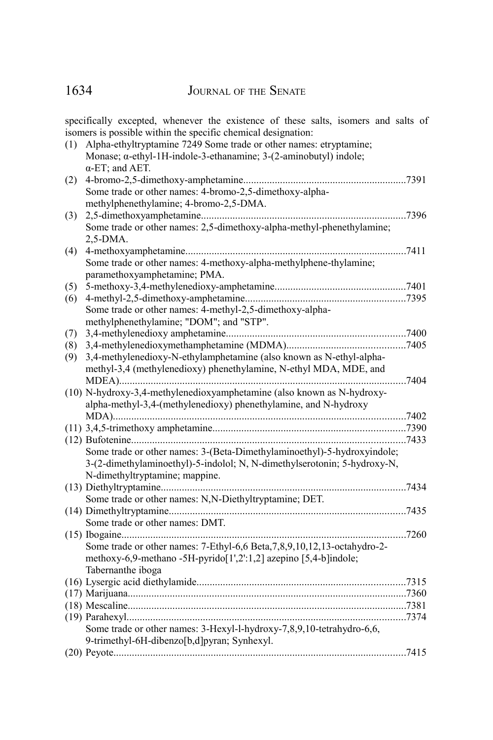specifically excepted, whenever the existence of these salts, isomers and salts of isomers is possible within the specific chemical designation:

(1) Alpha-ethyltryptamine 7249 Some trade or other names: etryptamine; Monase; α-ethyl-1H-indole-3-ethanamine; 3-(2-aminobutyl) indole; α-ET; and AET.

(2) 4-bromo-2,5-dimethoxy-amphetamine............................................................7391
Some trade or other names: 4-bromo-2,5-dimethoxy-alpha-methylphenethylamine; 4-bromo-2,5-DMA.

(3) 2,5-dimethoxyamphetamine............................................................................7396
Some trade or other names: 2,5-dimethoxy-alpha-methyl-phenethylamine; 2,5-DMA.

(4) 4-methoxyamphetamine..................................................................................7411
Some trade or other names: 4-methoxy-alpha-methylphene-thylamine; paramethoxyamphetamine; PMA.

(5) 5-methoxy-3,4-methylenedioxy-amphetamine.................................................7401

(6) 4-methyl-2,5-dimethoxy-amphetamine............................................................7395
Some trade or other names: 4-methyl-2,5-dimethoxy-alpha-methylphenethylamine; "DOM"; and "STP".

(7) 3,4-methylenedioxy amphetamine...................................................................7400

(8) 3,4-methylenedioxymethamphetamine (MDMA)............................................7405

(9) 3,4-methylenedioxy-N-ethylamphetamine (also known as N-ethyl-alpha-methyl-3,4 (methylenedioxy) phenethylamine, N-ethyl MDA, MDE, and MDEA)...........................................................................................................7404

(10) N-hydroxy-3,4-methylenedioxyamphetamine (also known as N-hydroxy-alpha-methyl-3,4-(methylenedioxy) phenethylamine, and N-hydroxy MDA).............................................................................................................7402

(11) 3,4,5-trimethoxy amphetamine.......................................................................7390

(12) Bufotenine.......................................................................................................7433
Some trade or other names: 3-(Beta-Dimethylaminoethyl)-5-hydroxyindole; 3-(2-dimethylaminoethyl)-5-indolol; N, N-dimethylserotonin; 5-hydroxy-N, N-dimethyltryptamine; mappine.

(13) Diethyltryptamine............................................................................................7434
Some trade or other names: N,N-Diethyltryptamine; DET.

(14) Dimethyltryptamine.........................................................................................7435
Some trade or other names: DMT.

(15) Ibogaine...........................................................................................................7260
Some trade or other names: 7-Ethyl-6,6 Beta,7,8,9,10,12,13-octahydro-2-methoxy-6,9-methano -5H-pyrido[1',2':1,2] azepino [5,4-b]indole; Tabernanthe iboga

(16) Lysergic acid diethylamide..............................................................................7315

(17) Marijuana.........................................................................................................7360

(18) Mescaline.........................................................................................................7381

(19) Parahexyl.........................................................................................................7374
Some trade or other names: 3-Hexyl-l-hydroxy-7,8,9,10-tetrahydro-6,6, 9-trimethyl-6H-dibenzo[b,d]pyran; Synhexyl.

(20) Peyote..............................................................................................................7415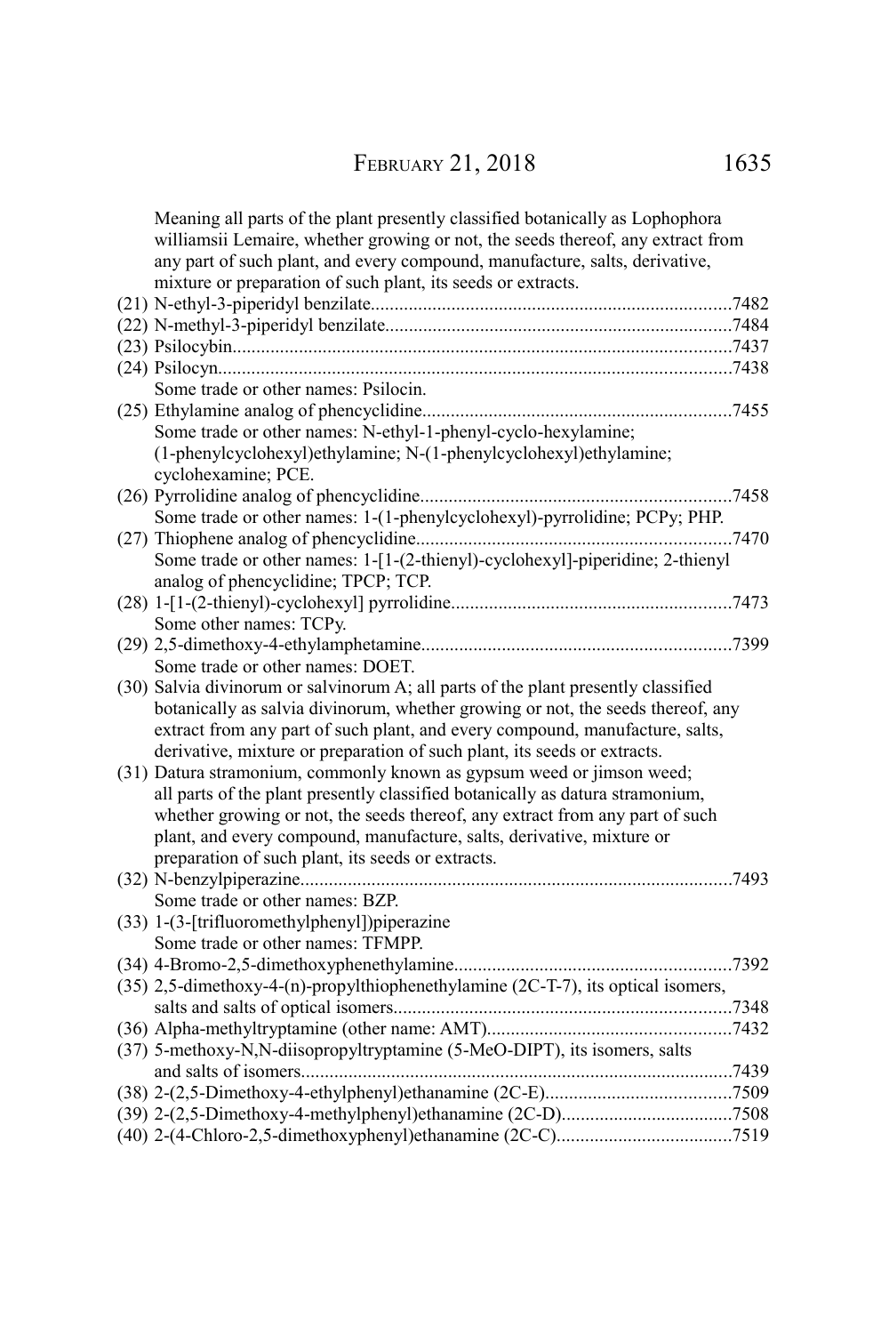Meaning all parts of the plant presently classified botanically as Lophophora williamsii Lemaire, whether growing or not, the seeds thereof, any extract from any part of such plant, and every compound, manufacture, salts, derivative, mixture or preparation of such plant, its seeds or extracts.

(21) N-ethyl-3-piperidyl benzilate....7482

(22) N-methyl-3-piperidyl benzilate....7484

(23) Psilocybin....7437

(24) Psilocyn....7438

Some trade or other names: Psilocin.

(25) Ethylamine analog of phencyclidine....7455

Some trade or other names: N-ethyl-1-phenyl-cyclo-hexylamine; (1-phenylcyclohexyl)ethylamine; N-(1-phenylcyclohexyl)ethylamine; cyclohexamine; PCE.

(26) Pyrrolidine analog of phencyclidine....7458

Some trade or other names: 1-(1-phenylcyclohexyl)-pyrrolidine; PCPy; PHP.

(27) Thiophene analog of phencyclidine....7470

Some trade or other names: 1-[1-(2-thienyl)-cyclohexyl]-piperidine; 2-thienyl analog of phencyclidine; TPCP; TCP.

(28) 1-[1-(2-thienyl)-cyclohexyl] pyrrolidine....7473

Some other names: TCPy.

(29) 2,5-dimethoxy-4-ethylamphetamine....7399

Some trade or other names: DOET.

(30) Salvia divinorum or salvinorum A; all parts of the plant presently classified botanically as salvia divinorum, whether growing or not, the seeds thereof, any extract from any part of such plant, and every compound, manufacture, salts, derivative, mixture or preparation of such plant, its seeds or extracts.

(31) Datura stramonium, commonly known as gypsum weed or jimson weed; all parts of the plant presently classified botanically as datura stramonium, whether growing or not, the seeds thereof, any extract from any part of such plant, and every compound, manufacture, salts, derivative, mixture or preparation of such plant, its seeds or extracts.

(32) N-benzylpiperazine....7493

Some trade or other names: BZP.

(33) 1-(3-[trifluoromethylphenyl])piperazine

Some trade or other names: TFMPP.

(34) 4-Bromo-2,5-dimethoxyphenethylamine....7392

(35) 2,5-dimethoxy-4-(n)-propylthiophenethylamine (2C-T-7), its optical isomers, salts and salts of optical isomers....7348

(36) Alpha-methyltryptamine (other name: AMT)....7432

(37) 5-methoxy-N,N-diisopropyltryptamine (5-MeO-DIPT), its isomers, salts and salts of isomers....7439

(38) 2-(2,5-Dimethoxy-4-ethylphenyl)ethanamine (2C-E)....7509

(39) 2-(2,5-Dimethoxy-4-methylphenyl)ethanamine (2C-D)....7508

(40) 2-(4-Chloro-2,5-dimethoxyphenyl)ethanamine (2C-C)....7519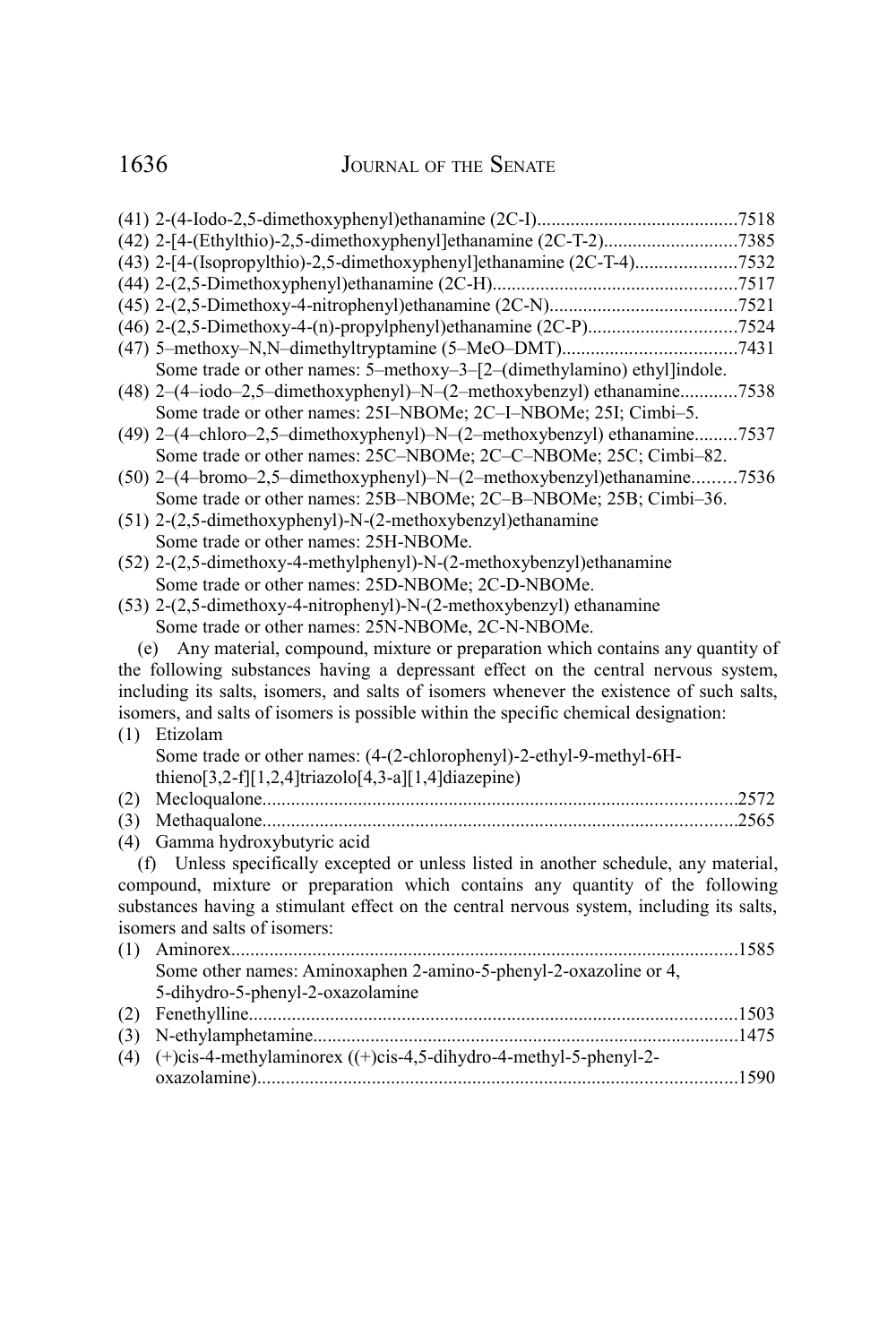(41) 2-(4-Iodo-2,5-dimethoxyphenyl)ethanamine (2C-I)..........................................7518

(42) 2-[4-(Ethylthio)-2,5-dimethoxyphenyl]ethanamine (2C-T-2)............................7385

(43) 2-[4-(Isopropylthio)-2,5-dimethoxyphenyl]ethanamine (2C-T-4).....................7532

(44) 2-(2,5-Dimethoxyphenyl)ethanamine (2C-H)...................................................7517

(45) 2-(2,5-Dimethoxy-4-nitrophenyl)ethanamine (2C-N).......................................7521

(46) 2-(2,5-Dimethoxy-4-(n)-propylphenyl)ethanamine (2C-P)...............................7524

(47) 5–methoxy–N,N–dimethyltryptamine (5–MeO–DMT)....................................7431
Some trade or other names: 5–methoxy–3–[2–(dimethylamino) ethyl]indole.

(48) 2–(4–iodo–2,5–dimethoxyphenyl)–N–(2–methoxybenzyl) ethanamine............7538
Some trade or other names: 25I–NBOMe; 2C–I–NBOMe; 25I; Cimbi–5.

(49) 2–(4–chloro–2,5–dimethoxyphenyl)–N–(2–methoxybenzyl) ethanamine.........7537
Some trade or other names: 25C–NBOMe; 2C–C–NBOMe; 25C; Cimbi–82.

(50) 2–(4–bromo–2,5–dimethoxyphenyl)–N–(2–methoxybenzyl)ethanamine.........7536
Some trade or other names: 25B–NBOMe; 2C–B–NBOMe; 25B; Cimbi–36.

(51) 2-(2,5-dimethoxyphenyl)-N-(2-methoxybenzyl)ethanamine
Some trade or other names: 25H-NBOMe.

(52) 2-(2,5-dimethoxy-4-methylphenyl)-N-(2-methoxybenzyl)ethanamine
Some trade or other names: 25D-NBOMe; 2C-D-NBOMe.

(53) 2-(2,5-dimethoxy-4-nitrophenyl)-N-(2-methoxybenzyl) ethanamine
Some trade or other names: 25N-NBOMe, 2C-N-NBOMe.

(e) Any material, compound, mixture or preparation which contains any quantity of the following substances having a depressant effect on the central nervous system, including its salts, isomers, and salts of isomers whenever the existence of such salts, isomers, and salts of isomers is possible within the specific chemical designation:

(1) Etizolam
Some trade or other names: (4-(2-chlorophenyl)-2-ethyl-9-methyl-6H-thieno[3,2-f][1,2,4]triazolo[4,3-a][1,4]diazepine)

(2) Mecloqualone...................................................................................................2572

(3) Methaqualone..................................................................................................2565

(4) Gamma hydroxybutyric acid

(f) Unless specifically excepted or unless listed in another schedule, any material, compound, mixture or preparation which contains any quantity of the following substances having a stimulant effect on the central nervous system, including its salts, isomers and salts of isomers:

(1) Aminorex..........................................................................................................1585
Some other names: Aminoxaphen 2-amino-5-phenyl-2-oxazoline or 4, 5-dihydro-5-phenyl-2-oxazolamine

(2) Fenethylline.....................................................................................................1503

(3) N-ethylamphetamine........................................................................................1475

(4) (+)cis-4-methylaminorex ((+)cis-4,5-dihydro-4-methyl-5-phenyl-2-oxazolamine)...................................................................................................1590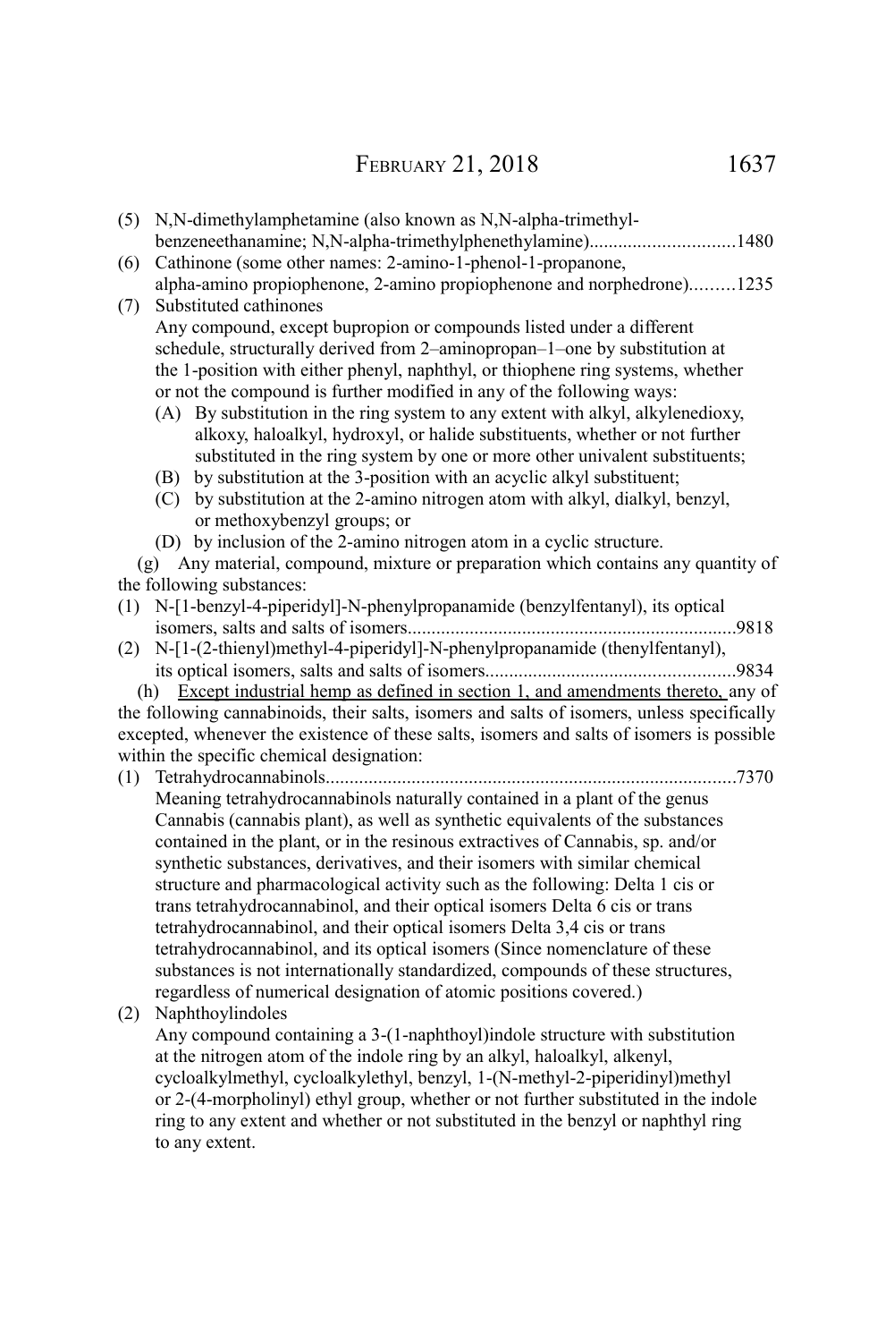(5) N,N-dimethylamphetamine (also known as N,N-alpha-trimethyl-benzeneethanamine; N,N-alpha-trimethylphenethylamine)..............................1480

(6) Cathinone (some other names: 2-amino-1-phenol-1-propanone, alpha-amino propiophenone, 2-amino propiophenone and norphedrone).........1235

(7) Substituted cathinones

Any compound, except bupropion or compounds listed under a different schedule, structurally derived from 2–aminopropan–1–one by substitution at the 1-position with either phenyl, naphthyl, or thiophene ring systems, whether or not the compound is further modified in any of the following ways:

(A) By substitution in the ring system to any extent with alkyl, alkylenedioxy, alkoxy, haloalkyl, hydroxyl, or halide substituents, whether or not further substituted in the ring system by one or more other univalent substituents;

(B) by substitution at the 3-position with an acyclic alkyl substituent;

(C) by substitution at the 2-amino nitrogen atom with alkyl, dialkyl, benzyl, or methoxybenzyl groups; or

(D) by inclusion of the 2-amino nitrogen atom in a cyclic structure.

(g) Any material, compound, mixture or preparation which contains any quantity of the following substances:

(1) N-[1-benzyl-4-piperidyl]-N-phenylpropanamide (benzylfentanyl), its optical isomers, salts and salts of isomers....................................................................9818

(2) N-[1-(2-thienyl)methyl-4-piperidyl]-N-phenylpropanamide (thenylfentanyl), its optical isomers, salts and salts of isomers....................................................9834

(h) Except industrial hemp as defined in section 1, and amendments thereto, any of the following cannabinoids, their salts, isomers and salts of isomers, unless specifically excepted, whenever the existence of these salts, isomers and salts of isomers is possible within the specific chemical designation:

(1) Tetrahydrocannabinols.....................................................................................7370

Meaning tetrahydrocannabinols naturally contained in a plant of the genus Cannabis (cannabis plant), as well as synthetic equivalents of the substances contained in the plant, or in the resinous extractives of Cannabis, sp. and/or synthetic substances, derivatives, and their isomers with similar chemical structure and pharmacological activity such as the following: Delta 1 cis or trans tetrahydrocannabinol, and their optical isomers Delta 6 cis or trans tetrahydrocannabinol, and their optical isomers Delta 3,4 cis or trans tetrahydrocannabinol, and its optical isomers (Since nomenclature of these substances is not internationally standardized, compounds of these structures, regardless of numerical designation of atomic positions covered.)

(2) Naphthoylindoles

Any compound containing a 3-(1-naphthoyl)indole structure with substitution at the nitrogen atom of the indole ring by an alkyl, haloalkyl, alkenyl, cycloalkylmethyl, cycloalkylethyl, benzyl, 1-(N-methyl-2-piperidinyl)methyl or 2-(4-morpholinyl) ethyl group, whether or not further substituted in the indole ring to any extent and whether or not substituted in the benzyl or naphthyl ring to any extent.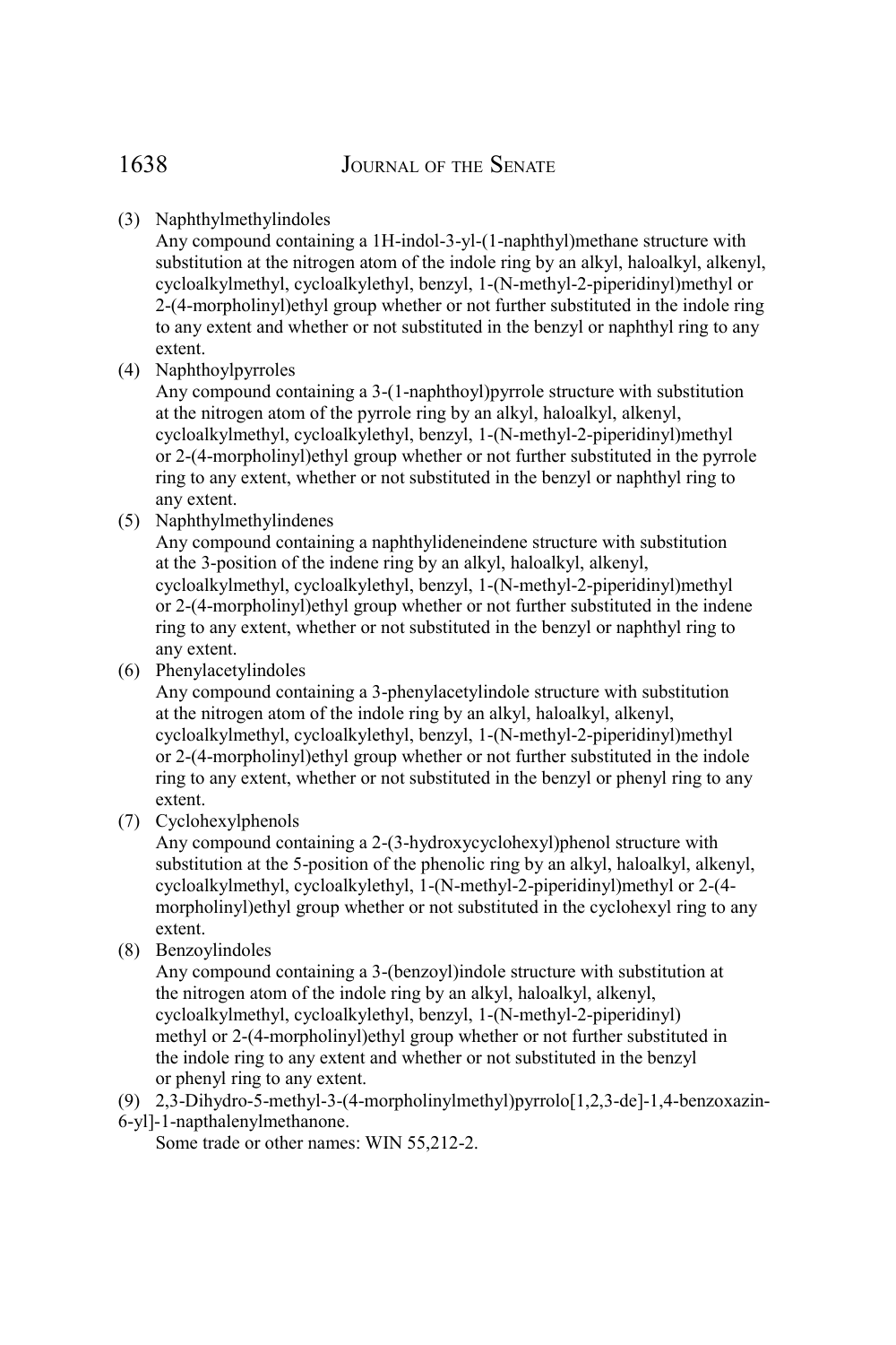(3) Naphthylmethylindoles

Any compound containing a 1H-indol-3-yl-(1-naphthyl)methane structure with substitution at the nitrogen atom of the indole ring by an alkyl, haloalkyl, alkenyl, cycloalkylmethyl, cycloalkylethyl, benzyl, 1-(N-methyl-2-piperidinyl)methyl or 2-(4-morpholinyl)ethyl group whether or not further substituted in the indole ring to any extent and whether or not substituted in the benzyl or naphthyl ring to any extent.

(4) Naphthoylpyrroles

Any compound containing a 3-(1-naphthoyl)pyrrole structure with substitution at the nitrogen atom of the pyrrole ring by an alkyl, haloalkyl, alkenyl, cycloalkylmethyl, cycloalkylethyl, benzyl, 1-(N-methyl-2-piperidinyl)methyl or 2-(4-morpholinyl)ethyl group whether or not further substituted in the pyrrole ring to any extent, whether or not substituted in the benzyl or naphthyl ring to any extent.

(5) Naphthylmethylindenes

Any compound containing a naphthylideneindene structure with substitution at the 3-position of the indene ring by an alkyl, haloalkyl, alkenyl, cycloalkylmethyl, cycloalkylethyl, benzyl, 1-(N-methyl-2-piperidinyl)methyl or 2-(4-morpholinyl)ethyl group whether or not further substituted in the indene ring to any extent, whether or not substituted in the benzyl or naphthyl ring to any extent.

(6) Phenylacetylindoles

Any compound containing a 3-phenylacetylindole structure with substitution at the nitrogen atom of the indole ring by an alkyl, haloalkyl, alkenyl, cycloalkylmethyl, cycloalkylethyl, benzyl, 1-(N-methyl-2-piperidinyl)methyl or 2-(4-morpholinyl)ethyl group whether or not further substituted in the indole ring to any extent, whether or not substituted in the benzyl or phenyl ring to any extent.

(7) Cyclohexylphenols

Any compound containing a 2-(3-hydroxycyclohexyl)phenol structure with substitution at the 5-position of the phenolic ring by an alkyl, haloalkyl, alkenyl, cycloalkylmethyl, cycloalkylethyl, 1-(N-methyl-2-piperidinyl)methyl or 2-(4-morpholinyl)ethyl group whether or not substituted in the cyclohexyl ring to any extent.

(8) Benzoylindoles

Any compound containing a 3-(benzoyl)indole structure with substitution at the nitrogen atom of the indole ring by an alkyl, haloalkyl, alkenyl, cycloalkylmethyl, cycloalkylethyl, benzyl, 1-(N-methyl-2-piperidinyl) methyl or 2-(4-morpholinyl)ethyl group whether or not further substituted in the indole ring to any extent and whether or not substituted in the benzyl or phenyl ring to any extent.

(9) 2,3-Dihydro-5-methyl-3-(4-morpholinylmethyl)pyrrolo[1,2,3-de]-1,4-benzoxazin-6-yl]-1-napthalenylmethanone.

Some trade or other names: WIN 55,212-2.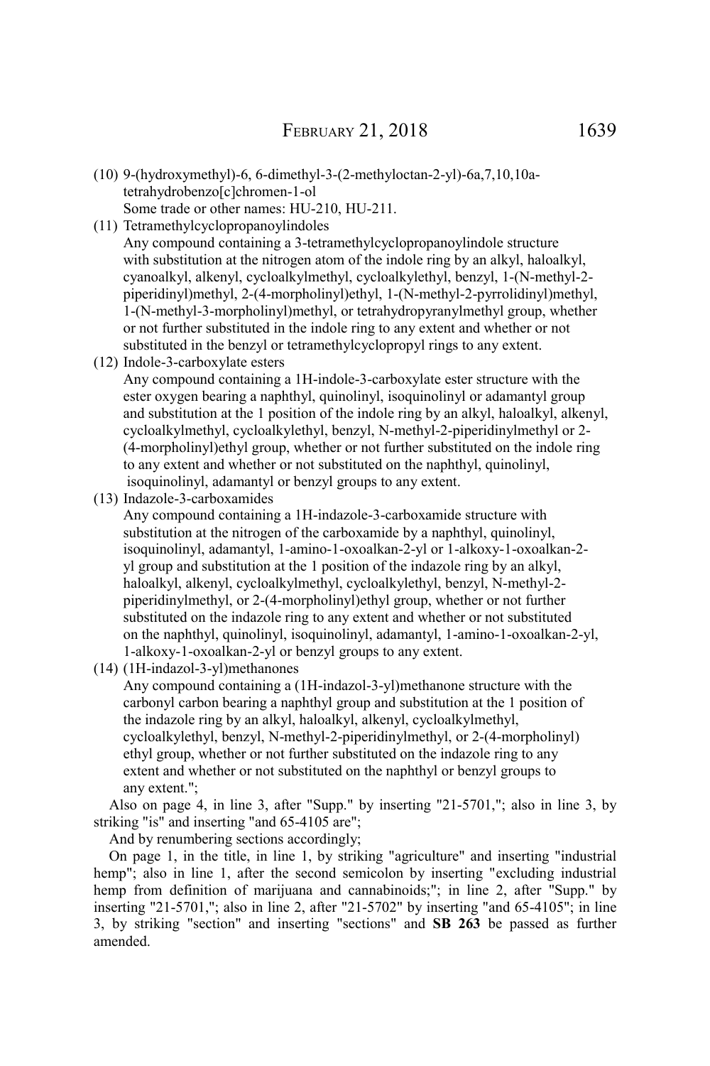(10) 9-(hydroxymethyl)-6, 6-dimethyl-3-(2-methyloctan-2-yl)-6a,7,10,10a-tetrahydrobenzo[c]chromen-1-ol
Some trade or other names: HU-210, HU-211.

(11) Tetramethylcyclopropanoylindoles
Any compound containing a 3-tetramethylcyclopropanoylindole structure with substitution at the nitrogen atom of the indole ring by an alkyl, haloalkyl, cyanoalkyl, alkenyl, cycloalkylmethyl, cycloalkylethyl, benzyl, 1-(N-methyl-2-piperidinyl)methyl, 2-(4-morpholinyl)ethyl, 1-(N-methyl-2-pyrrolidinyl)methyl, 1-(N-methyl-3-morpholinyl)methyl, or tetrahydropyranylmethyl group, whether or not further substituted in the indole ring to any extent and whether or not substituted in the benzyl or tetramethylcyclopropyl rings to any extent.

(12) Indole-3-carboxylate esters
Any compound containing a 1H-indole-3-carboxylate ester structure with the ester oxygen bearing a naphthyl, quinolinyl, isoquinolinyl or adamantyl group and substitution at the 1 position of the indole ring by an alkyl, haloalkyl, alkenyl, cycloalkylmethyl, cycloalkylethyl, benzyl, N-methyl-2-piperidinylmethyl or 2-(4-morpholinyl)ethyl group, whether or not further substituted on the indole ring to any extent and whether or not substituted on the naphthyl, quinolinyl, isoquinolinyl, adamantyl or benzyl groups to any extent.

(13) Indazole-3-carboxamides
Any compound containing a 1H-indazole-3-carboxamide structure with substitution at the nitrogen of the carboxamide by a naphthyl, quinolinyl, isoquinolinyl, adamantyl, 1-amino-1-oxoalkan-2-yl or 1-alkoxy-1-oxoalkan-2-yl group and substitution at the 1 position of the indazole ring by an alkyl, haloalkyl, alkenyl, cycloalkylmethyl, cycloalkylethyl, benzyl, N-methyl-2-piperidinylmethyl, or 2-(4-morpholinyl)ethyl group, whether or not further substituted on the indazole ring to any extent and whether or not substituted on the naphthyl, quinolinyl, isoquinolinyl, adamantyl, 1-amino-1-oxoalkan-2-yl, 1-alkoxy-1-oxoalkan-2-yl or benzyl groups to any extent.

(14) (1H-indazol-3-yl)methanones
Any compound containing a (1H-indazol-3-yl)methanone structure with the carbonyl carbon bearing a naphthyl group and substitution at the 1 position of the indazole ring by an alkyl, haloalkyl, alkenyl, cycloalkylmethyl, cycloalkylethyl, benzyl, N-methyl-2-piperidinylmethyl, or 2-(4-morpholinyl) ethyl group, whether or not further substituted on the indazole ring to any extent and whether or not substituted on the naphthyl or benzyl groups to any extent.";

Also on page 4, in line 3, after "Supp." by inserting "21-5701,"; also in line 3, by striking "is" and inserting "and 65-4105 are";

And by renumbering sections accordingly;

On page 1, in the title, in line 1, by striking "agriculture" and inserting "industrial hemp"; also in line 1, after the second semicolon by inserting "excluding industrial hemp from definition of marijuana and cannabinoids;"; in line 2, after "Supp." by inserting "21-5701,"; also in line 2, after "21-5702" by inserting "and 65-4105"; in line 3, by striking "section" and inserting "sections" and **SB 263** be passed as further amended.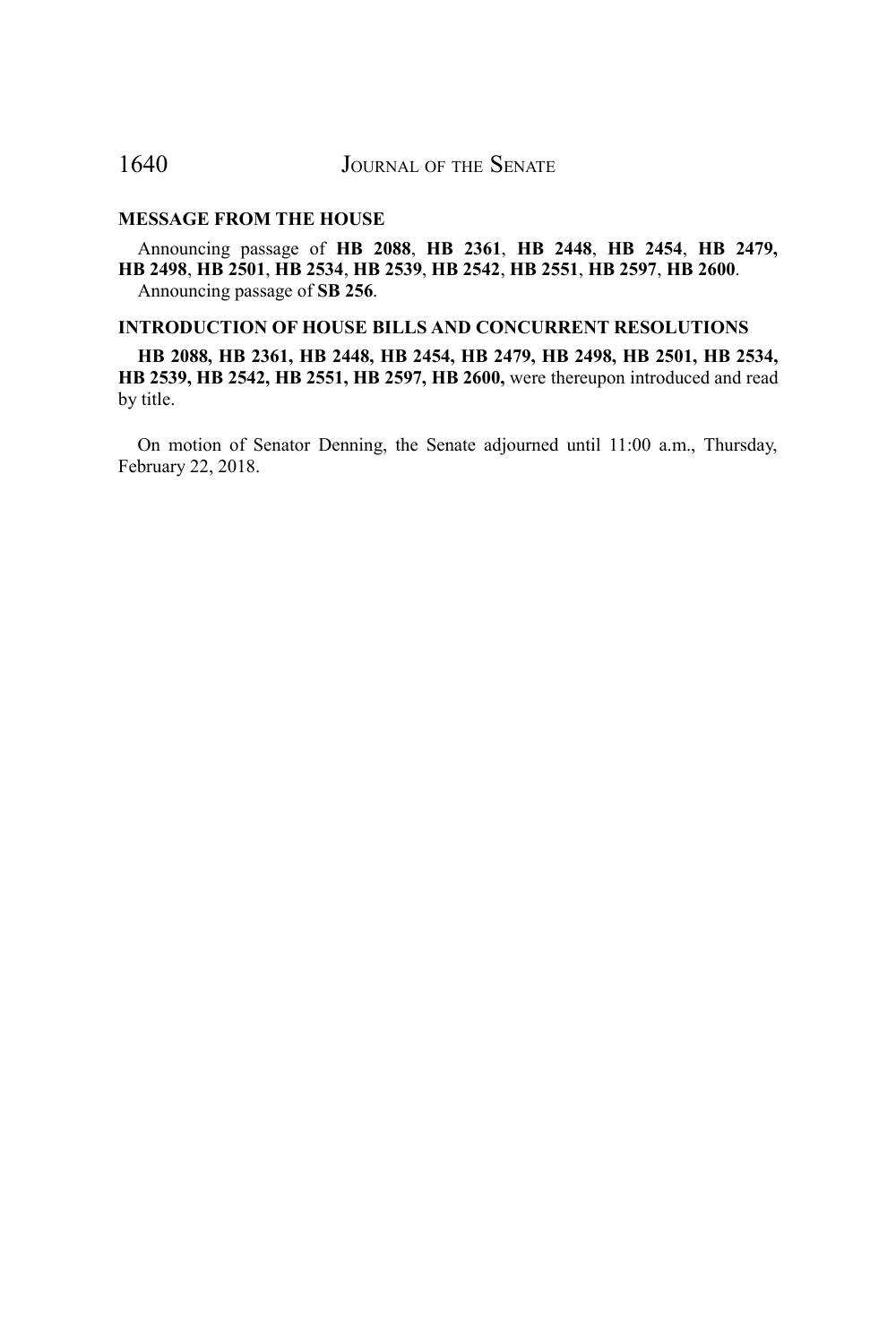**MESSAGE FROM THE HOUSE**

Announcing passage of **HB 2088**, **HB 2361**, **HB 2448**, **HB 2454**, **HB 2479,** **HB 2498**, **HB 2501**, **HB 2534**, **HB 2539**, **HB 2542**, **HB 2551**, **HB 2597**, **HB 2600**.

Announcing passage of **SB 256**.

**INTRODUCTION OF HOUSE BILLS AND CONCURRENT RESOLUTIONS**

**HB 2088, HB 2361, HB 2448, HB 2454, HB 2479, HB 2498, HB 2501, HB 2534, HB 2539, HB 2542, HB 2551, HB 2597, HB 2600,** were thereupon introduced and read by title.

On motion of Senator Denning, the Senate adjourned until 11:00 a.m., Thursday, February 22, 2018.